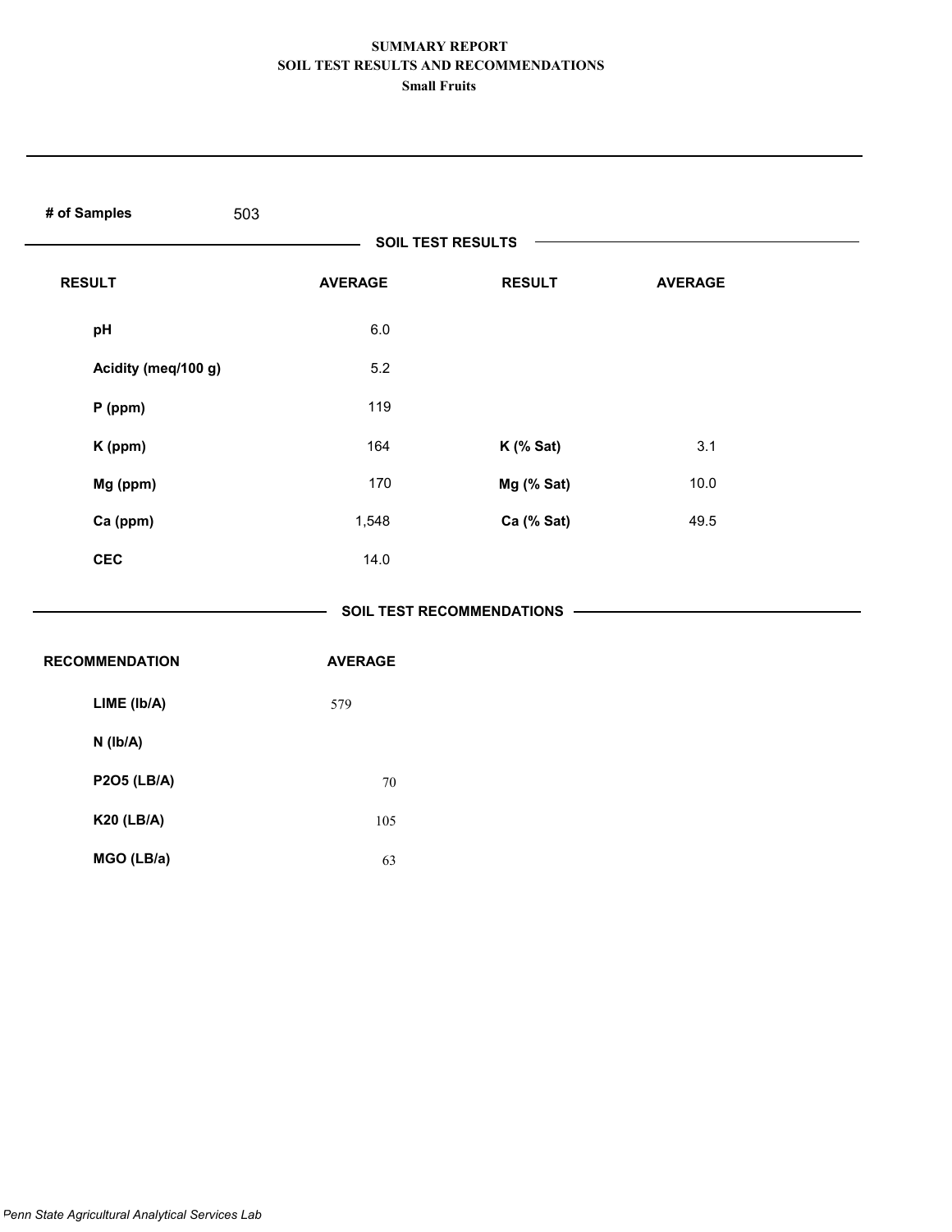# SUMMARY REPORT
## SOIL TEST RESULTS AND RECOMMENDATIONS
### Small Fruits

**# of Samples** 503

**SOIL TEST RESULTS**

| RESULT | AVERAGE | RESULT | AVERAGE |
|---|---|---|---|
| pH | 6.0 | | |
| Acidity (meq/100 g) | 5.2 | | |
| P (ppm) | 119 | | |
| K (ppm) | 164 | K (% Sat) | 3.1 |
| Mg (ppm) | 170 | Mg (% Sat) | 10.0 |
| Ca (ppm) | 1,548 | Ca (% Sat) | 49.5 |
| CEC | 14.0 | | |

**SOIL TEST RECOMMENDATIONS**

| RECOMMENDATION | AVERAGE |
|---|---|
| LIME (lb/A) | 579 |
| N (lb/A) | |
| P2O5 (LB/A) | 70 |
| K20 (LB/A) | 105 |
| MGO (LB/a) | 63 |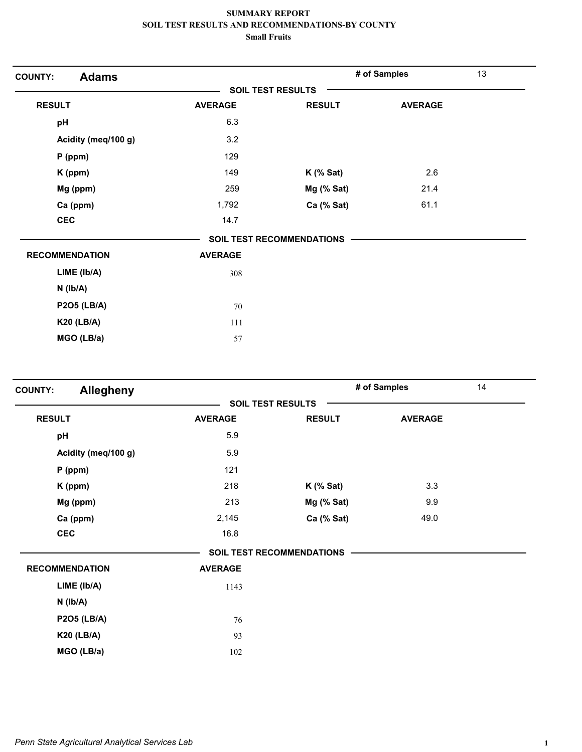**SUMMARY REPORT**
**SOIL TEST RESULTS AND RECOMMENDATIONS-BY COUNTY**
**Small Fruits**

## COUNTY: Adams

**# of Samples:** 13

### SOIL TEST RESULTS

| RESULT | AVERAGE | RESULT | AVERAGE |
|---|---|---|---|
| pH | 6.3 | | |
| Acidity (meq/100 g) | 3.2 | | |
| P (ppm) | 129 | | |
| K (ppm) | 149 | K (% Sat) | 2.6 |
| Mg (ppm) | 259 | Mg (% Sat) | 21.4 |
| Ca (ppm) | 1,792 | Ca (% Sat) | 61.1 |
| CEC | 14.7 | | |

### SOIL TEST RECOMMENDATIONS

| RECOMMENDATION | AVERAGE |
|---|---|
| LIME (lb/A) | 308 |
| N (lb/A) | |
| P2O5 (LB/A) | 70 |
| K20 (LB/A) | 111 |
| MGO (LB/a) | 57 |

## COUNTY: Allegheny

**# of Samples:** 14

### SOIL TEST RESULTS

| RESULT | AVERAGE | RESULT | AVERAGE |
|---|---|---|---|
| pH | 5.9 | | |
| Acidity (meq/100 g) | 5.9 | | |
| P (ppm) | 121 | | |
| K (ppm) | 218 | K (% Sat) | 3.3 |
| Mg (ppm) | 213 | Mg (% Sat) | 9.9 |
| Ca (ppm) | 2,145 | Ca (% Sat) | 49.0 |
| CEC | 16.8 | | |

### SOIL TEST RECOMMENDATIONS

| RECOMMENDATION | AVERAGE |
|---|---|
| LIME (lb/A) | 1143 |
| N (lb/A) | |
| P2O5 (LB/A) | 76 |
| K20 (LB/A) | 93 |
| MGO (LB/a) | 102 |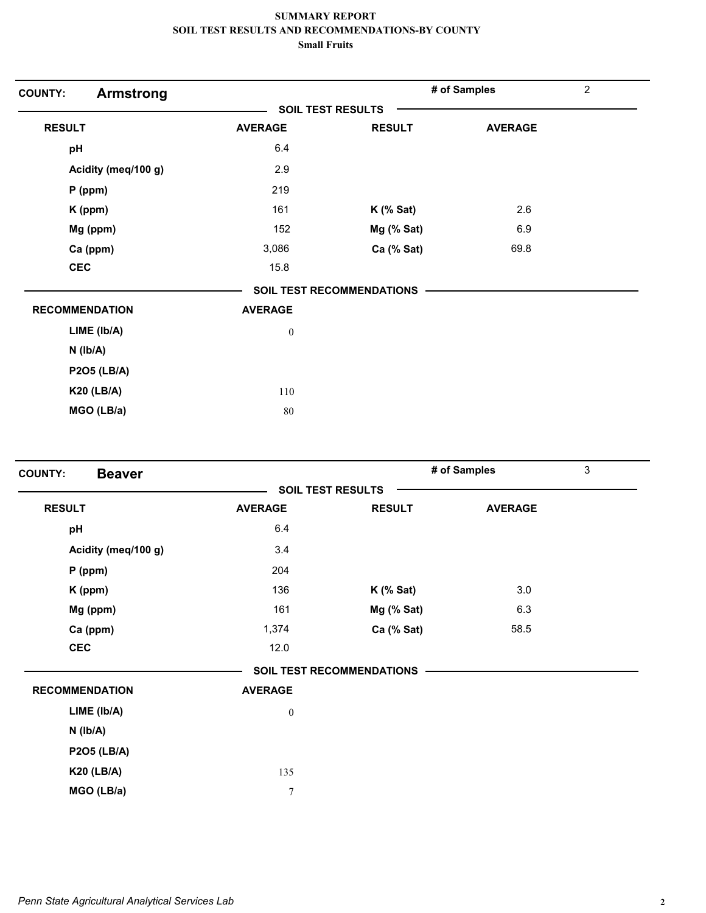# SUMMARY REPORT
## SOIL TEST RESULTS AND RECOMMENDATIONS-BY COUNTY
### Small Fruits

**COUNTY: Armstrong** | **# of Samples:** 2

**SOIL TEST RESULTS**

| RESULT | AVERAGE | RESULT | AVERAGE |
|---|---|---|---|
| pH | 6.4 | | |
| Acidity (meq/100 g) | 2.9 | | |
| P (ppm) | 219 | | |
| K (ppm) | 161 | K (% Sat) | 2.6 |
| Mg (ppm) | 152 | Mg (% Sat) | 6.9 |
| Ca (ppm) | 3,086 | Ca (% Sat) | 69.8 |
| CEC | 15.8 | | |

**SOIL TEST RECOMMENDATIONS**

| RECOMMENDATION | AVERAGE |
|---|---|
| LIME (lb/A) | 0 |
| N (lb/A) | |
| P2O5 (LB/A) | |
| K20 (LB/A) | 110 |
| MGO (LB/a) | 80 |

**COUNTY: Beaver** | **# of Samples:** 3

**SOIL TEST RESULTS**

| RESULT | AVERAGE | RESULT | AVERAGE |
|---|---|---|---|
| pH | 6.4 | | |
| Acidity (meq/100 g) | 3.4 | | |
| P (ppm) | 204 | | |
| K (ppm) | 136 | K (% Sat) | 3.0 |
| Mg (ppm) | 161 | Mg (% Sat) | 6.3 |
| Ca (ppm) | 1,374 | Ca (% Sat) | 58.5 |
| CEC | 12.0 | | |

**SOIL TEST RECOMMENDATIONS**

| RECOMMENDATION | AVERAGE |
|---|---|
| LIME (lb/A) | 0 |
| N (lb/A) | |
| P2O5 (LB/A) | |
| K20 (LB/A) | 135 |
| MGO (LB/a) | 7 |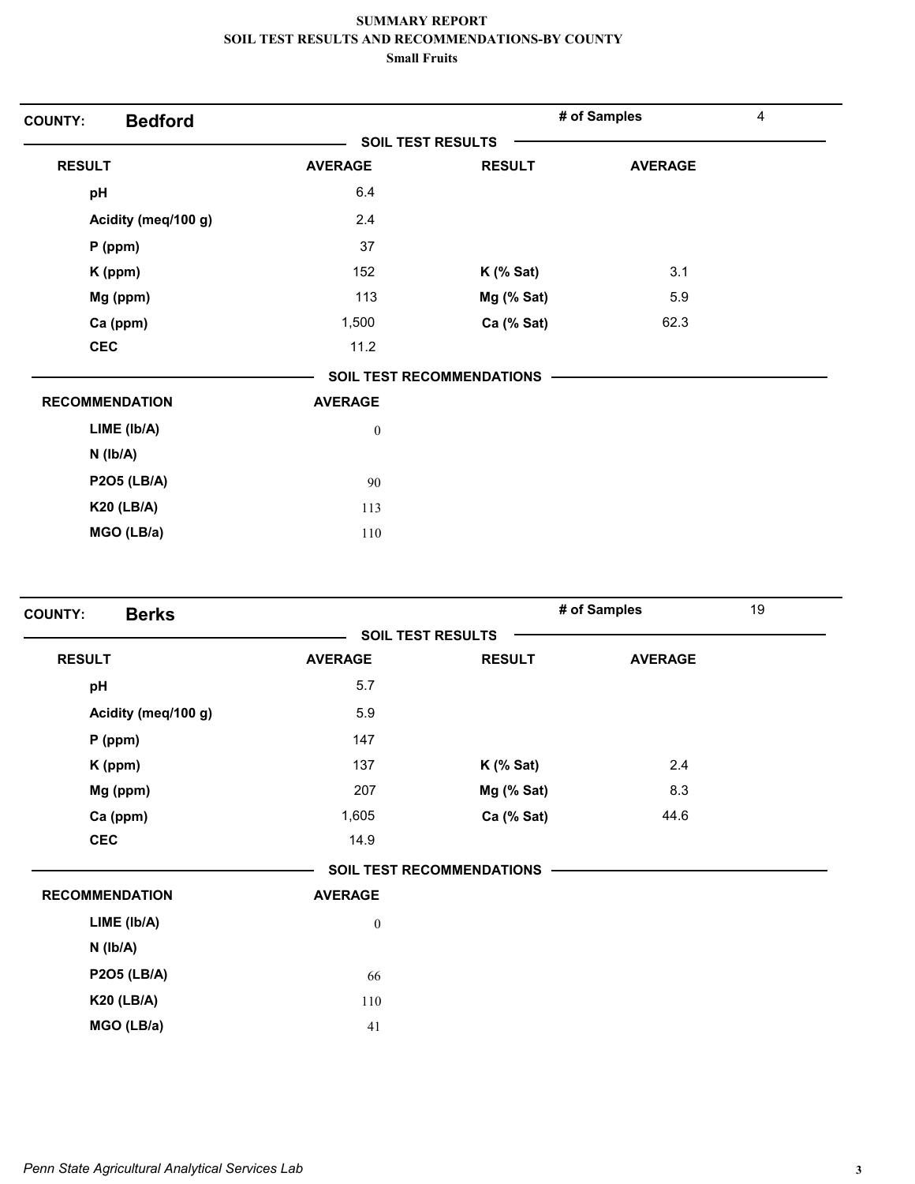# SUMMARY REPORT
## SOIL TEST RESULTS AND RECOMMENDATIONS-BY COUNTY
### Small Fruits

**COUNTY:** **Bedford** | **# of Samples** 4

**SOIL TEST RESULTS**

| RESULT | AVERAGE | RESULT | AVERAGE |
|---|---|---|---|
| pH | 6.4 | | |
| Acidity (meq/100 g) | 2.4 | | |
| P (ppm) | 37 | | |
| K (ppm) | 152 | K (% Sat) | 3.1 |
| Mg (ppm) | 113 | Mg (% Sat) | 5.9 |
| Ca (ppm) | 1,500 | Ca (% Sat) | 62.3 |
| CEC | 11.2 | | |

**SOIL TEST RECOMMENDATIONS**

| RECOMMENDATION | AVERAGE |
|---|---|
| LIME (lb/A) | 0 |
| N (lb/A) | |
| P2O5 (LB/A) | 90 |
| K20 (LB/A) | 113 |
| MGO (LB/a) | 110 |

**COUNTY:** **Berks** | **# of Samples** 19

**SOIL TEST RESULTS**

| RESULT | AVERAGE | RESULT | AVERAGE |
|---|---|---|---|
| pH | 5.7 | | |
| Acidity (meq/100 g) | 5.9 | | |
| P (ppm) | 147 | | |
| K (ppm) | 137 | K (% Sat) | 2.4 |
| Mg (ppm) | 207 | Mg (% Sat) | 8.3 |
| Ca (ppm) | 1,605 | Ca (% Sat) | 44.6 |
| CEC | 14.9 | | |

**SOIL TEST RECOMMENDATIONS**

| RECOMMENDATION | AVERAGE |
|---|---|
| LIME (lb/A) | 0 |
| N (lb/A) | |
| P2O5 (LB/A) | 66 |
| K20 (LB/A) | 110 |
| MGO (LB/a) | 41 |

*Penn State Agricultural Analytical Services Lab*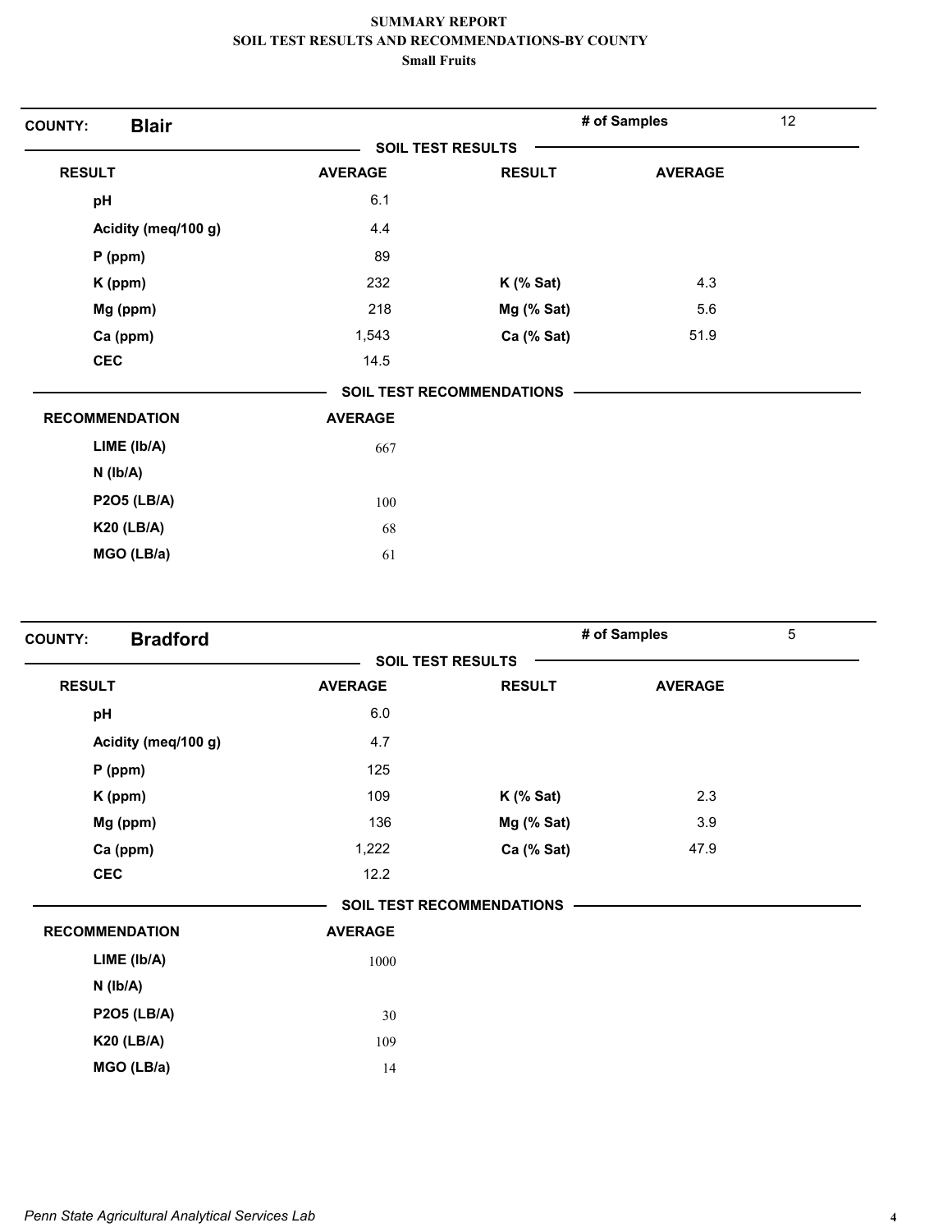**SUMMARY REPORT**
**SOIL TEST RESULTS AND RECOMMENDATIONS-BY COUNTY**
**Small Fruits**

**COUNTY: Blair** — **# of Samples** 12

**SOIL TEST RESULTS**

| RESULT | AVERAGE | RESULT | AVERAGE |
|---|---|---|---|
| pH | 6.1 | | |
| Acidity (meq/100 g) | 4.4 | | |
| P (ppm) | 89 | | |
| K (ppm) | 232 | K (% Sat) | 4.3 |
| Mg (ppm) | 218 | Mg (% Sat) | 5.6 |
| Ca (ppm) | 1,543 | Ca (% Sat) | 51.9 |
| CEC | 14.5 | | |

**SOIL TEST RECOMMENDATIONS**

| RECOMMENDATION | AVERAGE |
|---|---|
| LIME (lb/A) | 667 |
| N (lb/A) | |
| P2O5 (LB/A) | 100 |
| K20 (LB/A) | 68 |
| MGO (LB/a) | 61 |

**COUNTY: Bradford** — **# of Samples** 5

**SOIL TEST RESULTS**

| RESULT | AVERAGE | RESULT | AVERAGE |
|---|---|---|---|
| pH | 6.0 | | |
| Acidity (meq/100 g) | 4.7 | | |
| P (ppm) | 125 | | |
| K (ppm) | 109 | K (% Sat) | 2.3 |
| Mg (ppm) | 136 | Mg (% Sat) | 3.9 |
| Ca (ppm) | 1,222 | Ca (% Sat) | 47.9 |
| CEC | 12.2 | | |

**SOIL TEST RECOMMENDATIONS**

| RECOMMENDATION | AVERAGE |
|---|---|
| LIME (lb/A) | 1000 |
| N (lb/A) | |
| P2O5 (LB/A) | 30 |
| K20 (LB/A) | 109 |
| MGO (LB/a) | 14 |

*Penn State Agricultural Analytical Services Lab*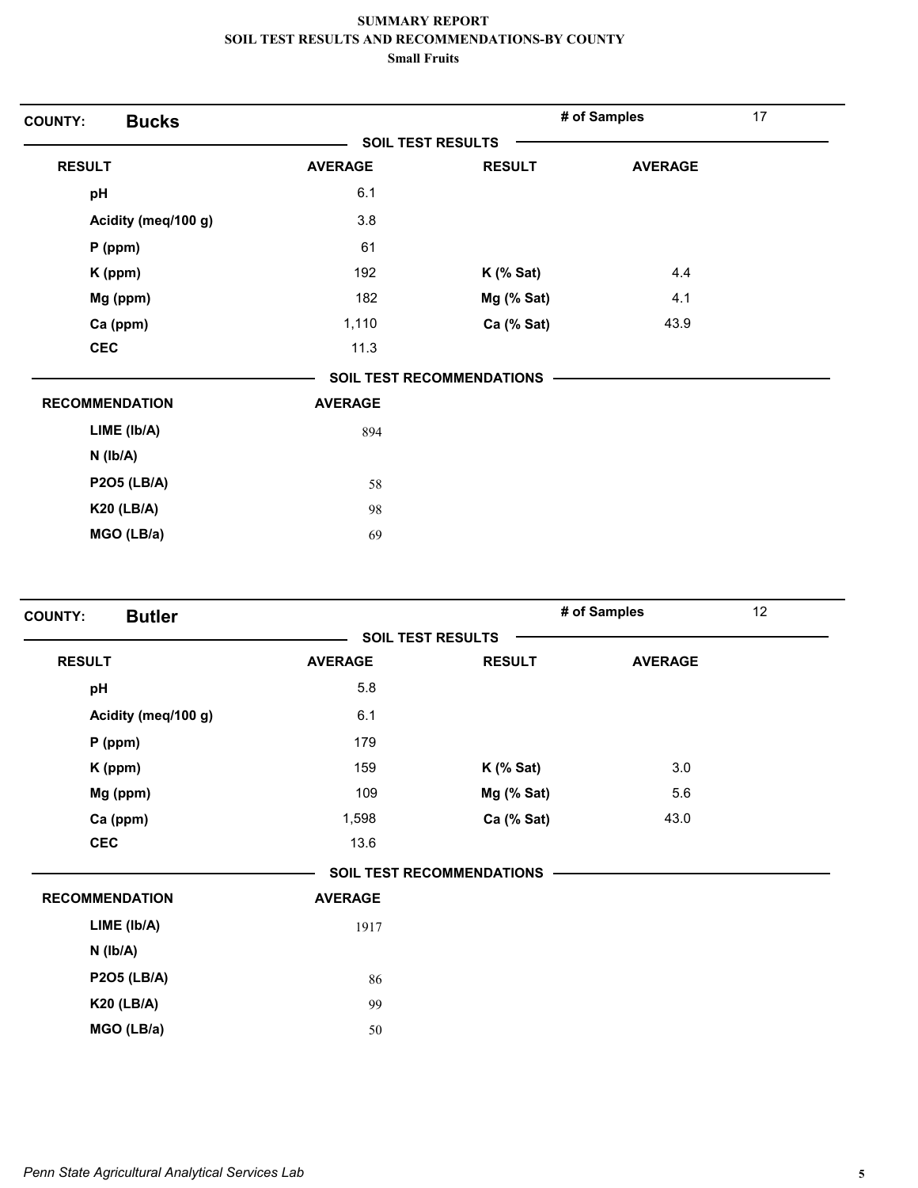# SUMMARY REPORT
## SOIL TEST RESULTS AND RECOMMENDATIONS-BY COUNTY
### Small Fruits

**COUNTY: Bucks** — **# of Samples** 17

**SOIL TEST RESULTS**

| RESULT | AVERAGE | RESULT | AVERAGE |
|---|---|---|---|
| pH | 6.1 | | |
| Acidity (meq/100 g) | 3.8 | | |
| P (ppm) | 61 | | |
| K (ppm) | 192 | K (% Sat) | 4.4 |
| Mg (ppm) | 182 | Mg (% Sat) | 4.1 |
| Ca (ppm) | 1,110 | Ca (% Sat) | 43.9 |
| CEC | 11.3 | | |

**SOIL TEST RECOMMENDATIONS**

| RECOMMENDATION | AVERAGE |
|---|---|
| LIME (lb/A) | 894 |
| N (lb/A) | |
| P2O5 (LB/A) | 58 |
| K20 (LB/A) | 98 |
| MGO (LB/a) | 69 |

**COUNTY: Butler** — **# of Samples** 12

**SOIL TEST RESULTS**

| RESULT | AVERAGE | RESULT | AVERAGE |
|---|---|---|---|
| pH | 5.8 | | |
| Acidity (meq/100 g) | 6.1 | | |
| P (ppm) | 179 | | |
| K (ppm) | 159 | K (% Sat) | 3.0 |
| Mg (ppm) | 109 | Mg (% Sat) | 5.6 |
| Ca (ppm) | 1,598 | Ca (% Sat) | 43.0 |
| CEC | 13.6 | | |

**SOIL TEST RECOMMENDATIONS**

| RECOMMENDATION | AVERAGE |
|---|---|
| LIME (lb/A) | 1917 |
| N (lb/A) | |
| P2O5 (LB/A) | 86 |
| K20 (LB/A) | 99 |
| MGO (LB/a) | 50 |

*Penn State Agricultural Analytical Services Lab*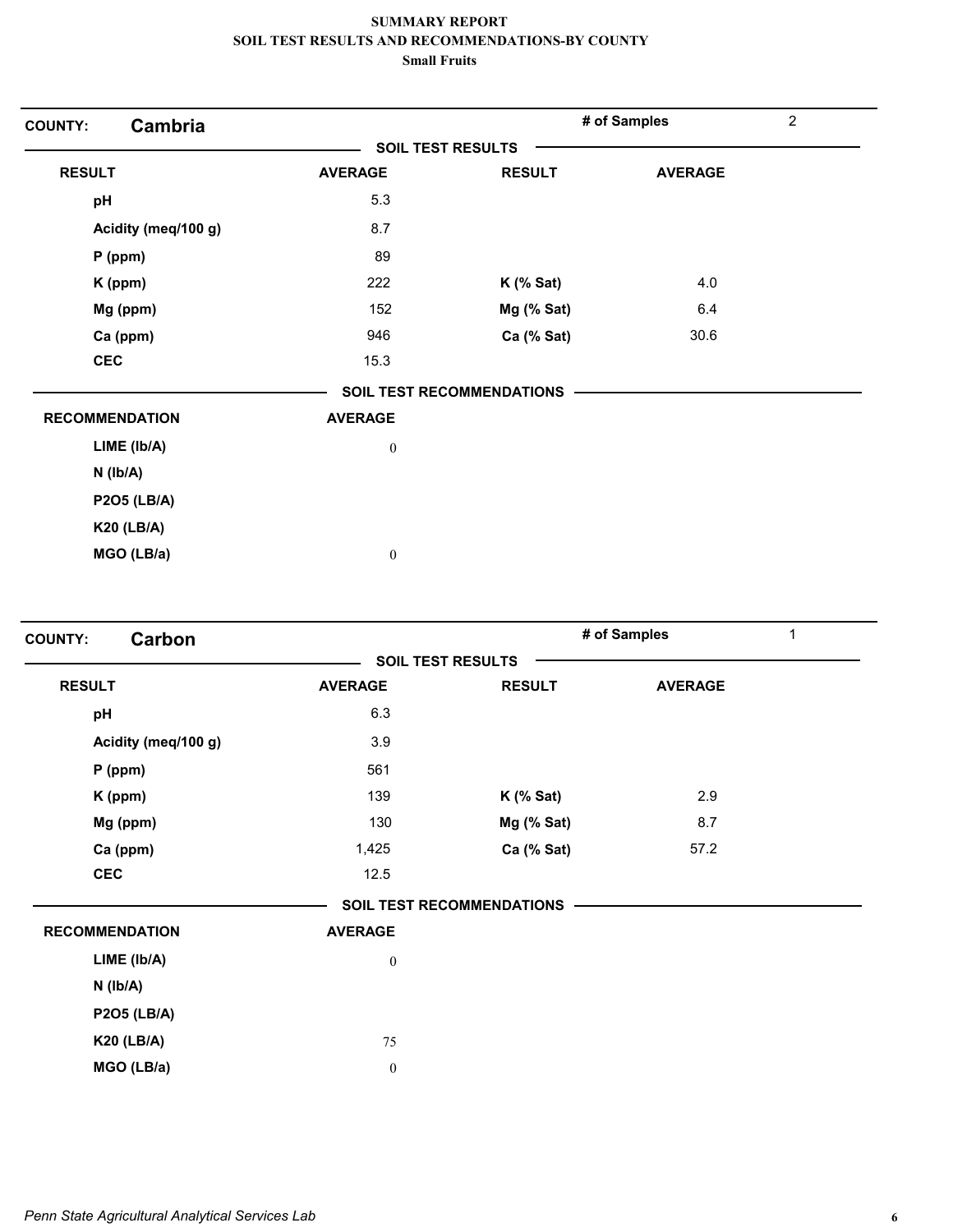**SUMMARY REPORT**
**SOIL TEST RESULTS AND RECOMMENDATIONS-BY COUNTY**
**Small Fruits**

## COUNTY: Cambria

**# of Samples:** 2

### SOIL TEST RESULTS

| RESULT | AVERAGE | RESULT | AVERAGE |
| --- | --- | --- | --- |
| pH | 5.3 | | |
| Acidity (meq/100 g) | 8.7 | | |
| P (ppm) | 89 | | |
| K (ppm) | 222 | K (% Sat) | 4.0 |
| Mg (ppm) | 152 | Mg (% Sat) | 6.4 |
| Ca (ppm) | 946 | Ca (% Sat) | 30.6 |
| CEC | 15.3 | | |

### SOIL TEST RECOMMENDATIONS

| RECOMMENDATION | AVERAGE |
| --- | --- |
| LIME (lb/A) | 0 |
| N (lb/A) | |
| P2O5 (LB/A) | |
| K20 (LB/A) | |
| MGO (LB/a) | 0 |

## COUNTY: Carbon

**# of Samples:** 1

### SOIL TEST RESULTS

| RESULT | AVERAGE | RESULT | AVERAGE |
| --- | --- | --- | --- |
| pH | 6.3 | | |
| Acidity (meq/100 g) | 3.9 | | |
| P (ppm) | 561 | | |
| K (ppm) | 139 | K (% Sat) | 2.9 |
| Mg (ppm) | 130 | Mg (% Sat) | 8.7 |
| Ca (ppm) | 1,425 | Ca (% Sat) | 57.2 |
| CEC | 12.5 | | |

### SOIL TEST RECOMMENDATIONS

| RECOMMENDATION | AVERAGE |
| --- | --- |
| LIME (lb/A) | 0 |
| N (lb/A) | |
| P2O5 (LB/A) | |
| K20 (LB/A) | 75 |
| MGO (LB/a) | 0 |

*Penn State Agricultural Analytical Services Lab*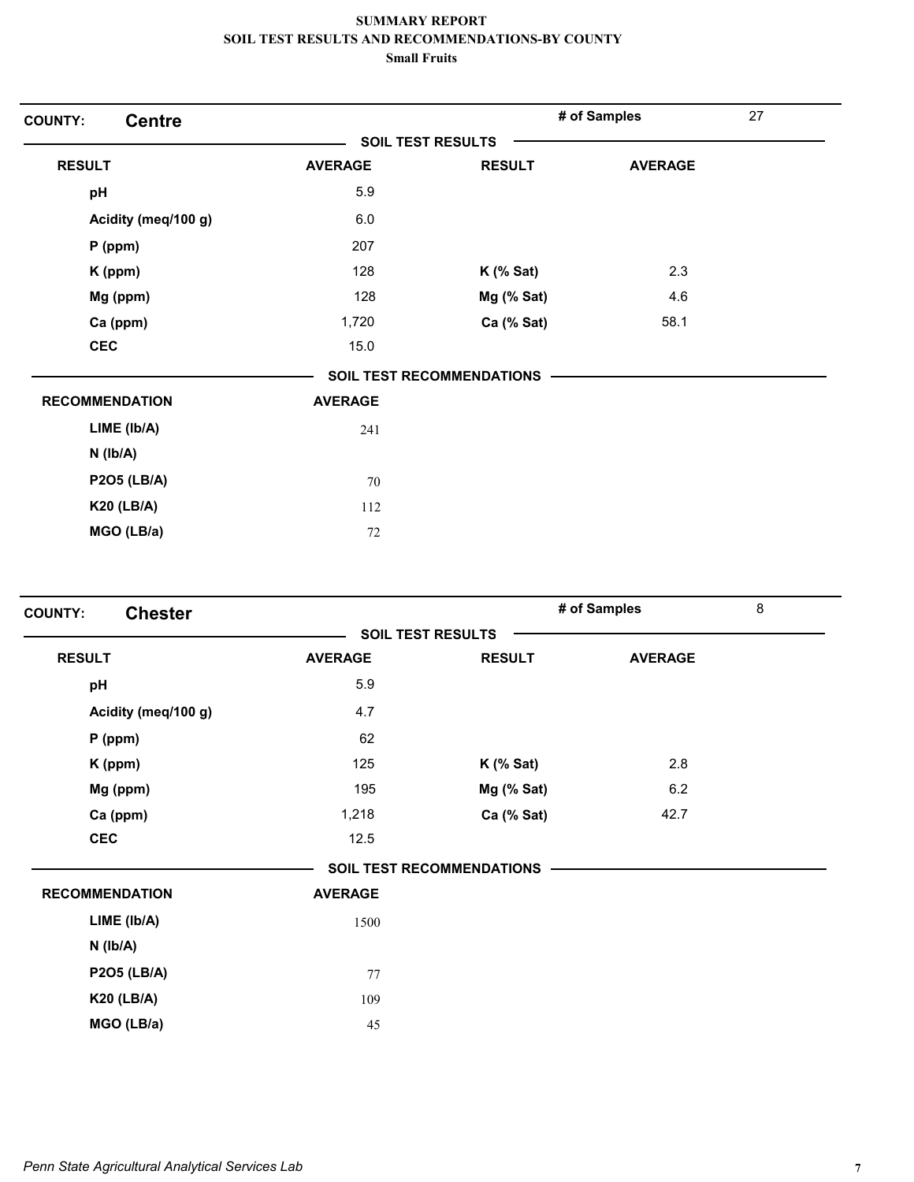# SUMMARY REPORT
## SOIL TEST RESULTS AND RECOMMENDATIONS-BY COUNTY
### Small Fruits

**COUNTY: Centre** — # of Samples: 27

**SOIL TEST RESULTS**

| RESULT | AVERAGE | RESULT | AVERAGE |
|---|---|---|---|
| pH | 5.9 | | |
| Acidity (meq/100 g) | 6.0 | | |
| P (ppm) | 207 | | |
| K (ppm) | 128 | K (% Sat) | 2.3 |
| Mg (ppm) | 128 | Mg (% Sat) | 4.6 |
| Ca (ppm) | 1,720 | Ca (% Sat) | 58.1 |
| CEC | 15.0 | | |

**SOIL TEST RECOMMENDATIONS**

| RECOMMENDATION | AVERAGE |
|---|---|
| LIME (lb/A) | 241 |
| N (lb/A) | |
| P2O5 (LB/A) | 70 |
| K20 (LB/A) | 112 |
| MGO (LB/a) | 72 |

**COUNTY: Chester** — # of Samples: 8

**SOIL TEST RESULTS**

| RESULT | AVERAGE | RESULT | AVERAGE |
|---|---|---|---|
| pH | 5.9 | | |
| Acidity (meq/100 g) | 4.7 | | |
| P (ppm) | 62 | | |
| K (ppm) | 125 | K (% Sat) | 2.8 |
| Mg (ppm) | 195 | Mg (% Sat) | 6.2 |
| Ca (ppm) | 1,218 | Ca (% Sat) | 42.7 |
| CEC | 12.5 | | |

**SOIL TEST RECOMMENDATIONS**

| RECOMMENDATION | AVERAGE |
|---|---|
| LIME (lb/A) | 1500 |
| N (lb/A) | |
| P2O5 (LB/A) | 77 |
| K20 (LB/A) | 109 |
| MGO (LB/a) | 45 |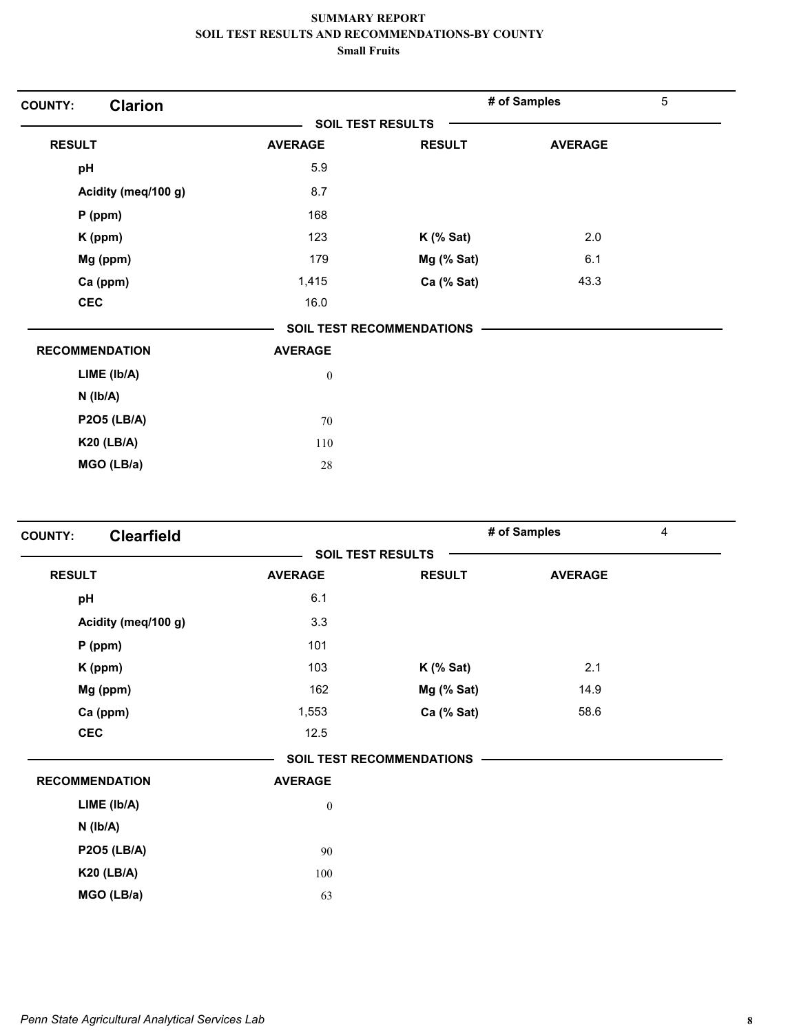# SUMMARY REPORT
## SOIL TEST RESULTS AND RECOMMENDATIONS-BY COUNTY
### Small Fruits

**COUNTY: Clarion** | **# of Samples** 5

**SOIL TEST RESULTS**

| RESULT | AVERAGE | RESULT | AVERAGE |
|---|---|---|---|
| pH | 5.9 | | |
| Acidity (meq/100 g) | 8.7 | | |
| P (ppm) | 168 | | |
| K (ppm) | 123 | K (% Sat) | 2.0 |
| Mg (ppm) | 179 | Mg (% Sat) | 6.1 |
| Ca (ppm) | 1,415 | Ca (% Sat) | 43.3 |
| CEC | 16.0 | | |

**SOIL TEST RECOMMENDATIONS**

| RECOMMENDATION | AVERAGE |
|---|---|
| LIME (lb/A) | 0 |
| N (lb/A) | |
| P2O5 (LB/A) | 70 |
| K20 (LB/A) | 110 |
| MGO (LB/a) | 28 |

**COUNTY: Clearfield** | **# of Samples** 4

**SOIL TEST RESULTS**

| RESULT | AVERAGE | RESULT | AVERAGE |
|---|---|---|---|
| pH | 6.1 | | |
| Acidity (meq/100 g) | 3.3 | | |
| P (ppm) | 101 | | |
| K (ppm) | 103 | K (% Sat) | 2.1 |
| Mg (ppm) | 162 | Mg (% Sat) | 14.9 |
| Ca (ppm) | 1,553 | Ca (% Sat) | 58.6 |
| CEC | 12.5 | | |

**SOIL TEST RECOMMENDATIONS**

| RECOMMENDATION | AVERAGE |
|---|---|
| LIME (lb/A) | 0 |
| N (lb/A) | |
| P2O5 (LB/A) | 90 |
| K20 (LB/A) | 100 |
| MGO (LB/a) | 63 |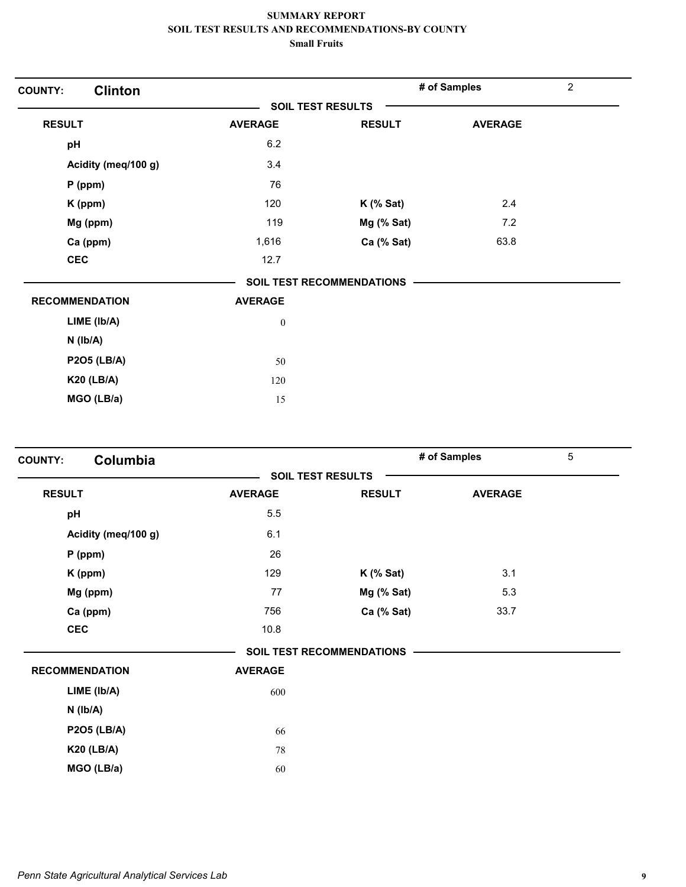**SUMMARY REPORT**
**SOIL TEST RESULTS AND RECOMMENDATIONS-BY COUNTY**
**Small Fruits**

## COUNTY: Clinton

**# of Samples:** 2

### SOIL TEST RESULTS

| RESULT | AVERAGE | RESULT | AVERAGE |
|---|---|---|---|
| pH | 6.2 | | |
| Acidity (meq/100 g) | 3.4 | | |
| P (ppm) | 76 | | |
| K (ppm) | 120 | K (% Sat) | 2.4 |
| Mg (ppm) | 119 | Mg (% Sat) | 7.2 |
| Ca (ppm) | 1,616 | Ca (% Sat) | 63.8 |
| CEC | 12.7 | | |

### SOIL TEST RECOMMENDATIONS

| RECOMMENDATION | AVERAGE |
|---|---|
| LIME (lb/A) | 0 |
| N (lb/A) | |
| P2O5 (LB/A) | 50 |
| K20 (LB/A) | 120 |
| MGO (LB/a) | 15 |

## COUNTY: Columbia

**# of Samples:** 5

### SOIL TEST RESULTS

| RESULT | AVERAGE | RESULT | AVERAGE |
|---|---|---|---|
| pH | 5.5 | | |
| Acidity (meq/100 g) | 6.1 | | |
| P (ppm) | 26 | | |
| K (ppm) | 129 | K (% Sat) | 3.1 |
| Mg (ppm) | 77 | Mg (% Sat) | 5.3 |
| Ca (ppm) | 756 | Ca (% Sat) | 33.7 |
| CEC | 10.8 | | |

### SOIL TEST RECOMMENDATIONS

| RECOMMENDATION | AVERAGE |
|---|---|
| LIME (lb/A) | 600 |
| N (lb/A) | |
| P2O5 (LB/A) | 66 |
| K20 (LB/A) | 78 |
| MGO (LB/a) | 60 |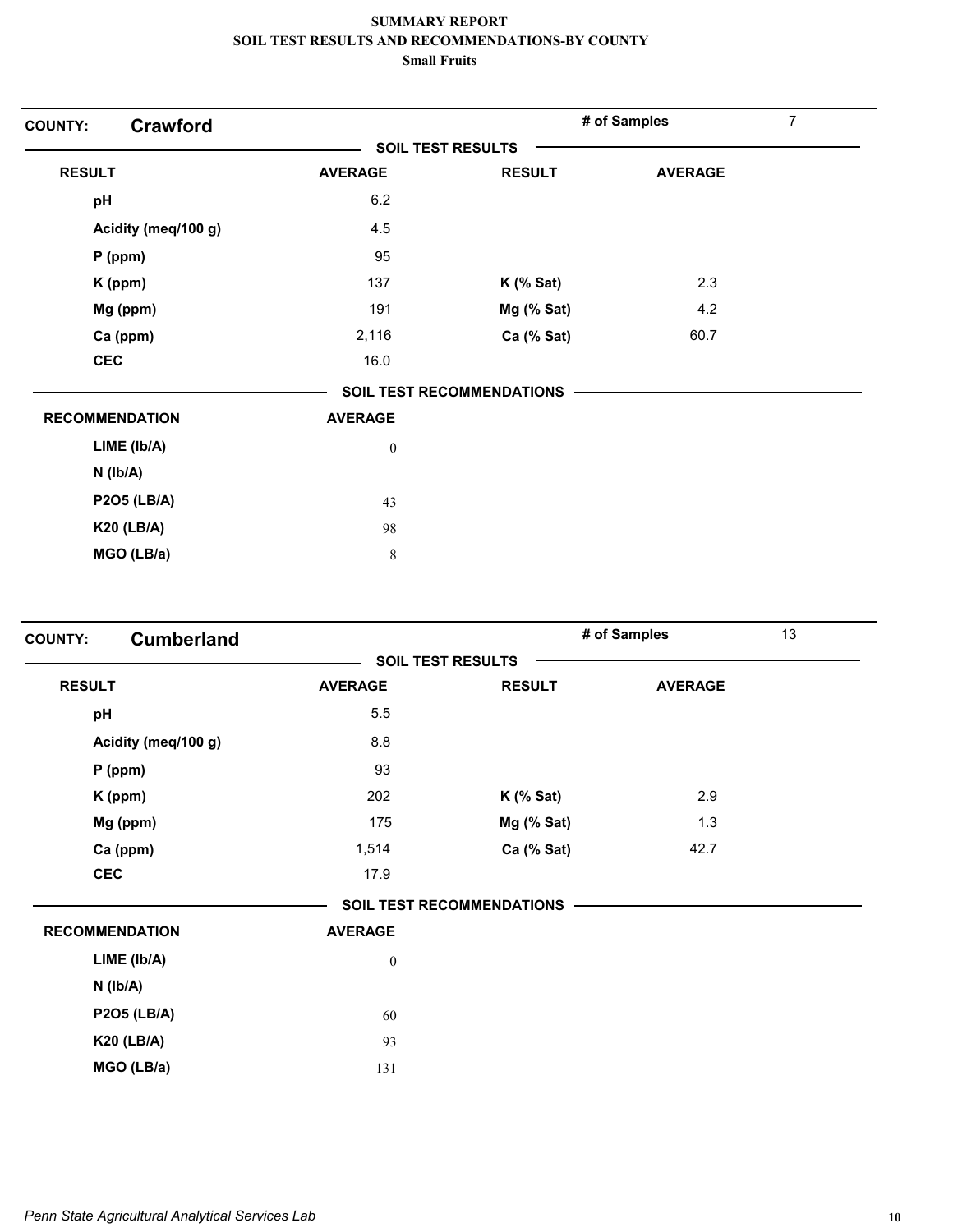# SUMMARY REPORT
## SOIL TEST RESULTS AND RECOMMENDATIONS-BY COUNTY
### Small Fruits

**COUNTY:** **Crawford** — **# of Samples:** 7

**SOIL TEST RESULTS**

| RESULT | AVERAGE | RESULT | AVERAGE |
|---|---|---|---|
| pH | 6.2 | | |
| Acidity (meq/100 g) | 4.5 | | |
| P (ppm) | 95 | | |
| K (ppm) | 137 | K (% Sat) | 2.3 |
| Mg (ppm) | 191 | Mg (% Sat) | 4.2 |
| Ca (ppm) | 2,116 | Ca (% Sat) | 60.7 |
| CEC | 16.0 | | |

**SOIL TEST RECOMMENDATIONS**

| RECOMMENDATION | AVERAGE |
|---|---|
| LIME (lb/A) | 0 |
| N (lb/A) | |
| P2O5 (LB/A) | 43 |
| K20 (LB/A) | 98 |
| MGO (LB/a) | 8 |

**COUNTY:** **Cumberland** — **# of Samples:** 13

**SOIL TEST RESULTS**

| RESULT | AVERAGE | RESULT | AVERAGE |
|---|---|---|---|
| pH | 5.5 | | |
| Acidity (meq/100 g) | 8.8 | | |
| P (ppm) | 93 | | |
| K (ppm) | 202 | K (% Sat) | 2.9 |
| Mg (ppm) | 175 | Mg (% Sat) | 1.3 |
| Ca (ppm) | 1,514 | Ca (% Sat) | 42.7 |
| CEC | 17.9 | | |

**SOIL TEST RECOMMENDATIONS**

| RECOMMENDATION | AVERAGE |
|---|---|
| LIME (lb/A) | 0 |
| N (lb/A) | |
| P2O5 (LB/A) | 60 |
| K20 (LB/A) | 93 |
| MGO (LB/a) | 131 |

*Penn State Agricultural Analytical Services Lab*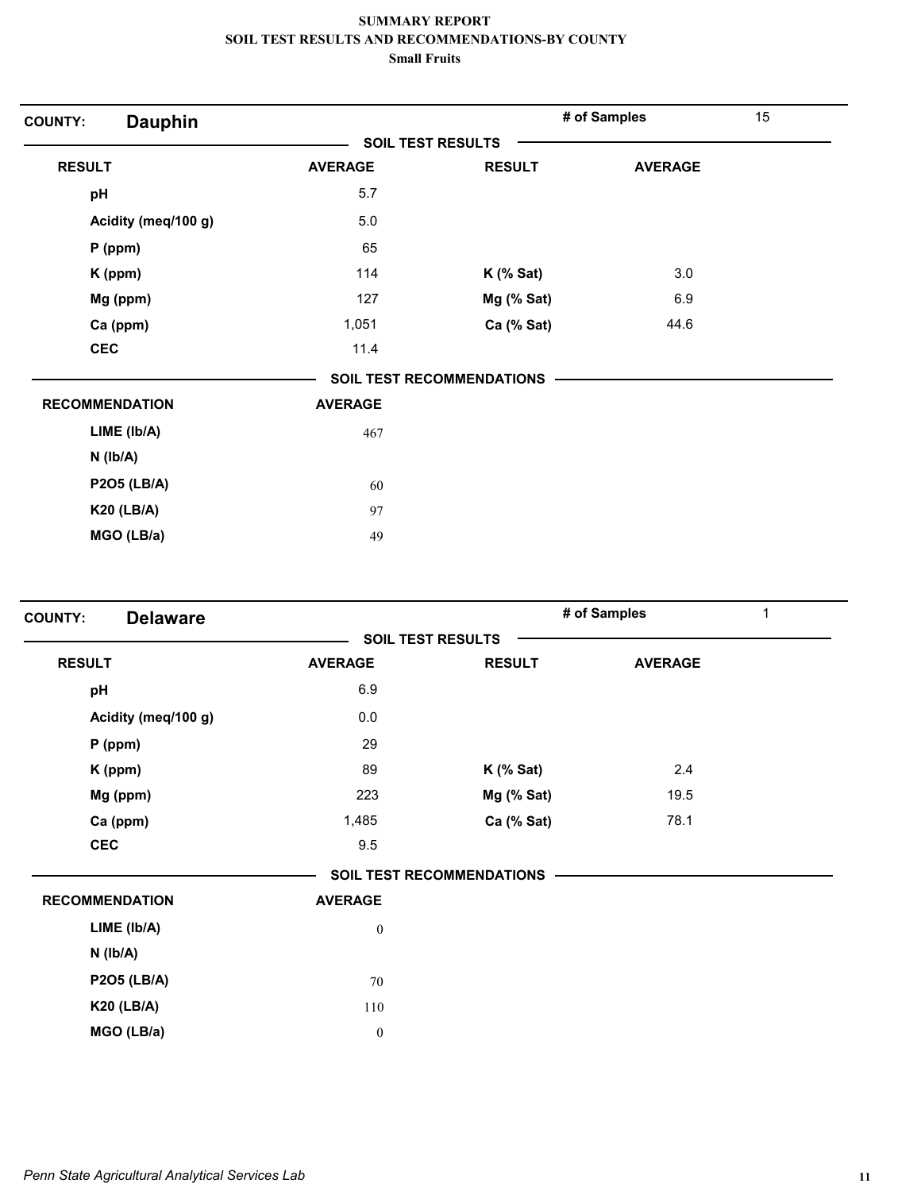# SUMMARY REPORT
## SOIL TEST RESULTS AND RECOMMENDATIONS-BY COUNTY
### Small Fruits

**COUNTY: Dauphin** — **# of Samples** 15

**SOIL TEST RESULTS**

| RESULT | AVERAGE | RESULT | AVERAGE |
|---|---|---|---|
| pH | 5.7 | | |
| Acidity (meq/100 g) | 5.0 | | |
| P (ppm) | 65 | | |
| K (ppm) | 114 | K (% Sat) | 3.0 |
| Mg (ppm) | 127 | Mg (% Sat) | 6.9 |
| Ca (ppm) | 1,051 | Ca (% Sat) | 44.6 |
| CEC | 11.4 | | |

**SOIL TEST RECOMMENDATIONS**

| RECOMMENDATION | AVERAGE |
|---|---|
| LIME (lb/A) | 467 |
| N (lb/A) | |
| P2O5 (LB/A) | 60 |
| K20 (LB/A) | 97 |
| MGO (LB/a) | 49 |

**COUNTY: Delaware** — **# of Samples** 1

**SOIL TEST RESULTS**

| RESULT | AVERAGE | RESULT | AVERAGE |
|---|---|---|---|
| pH | 6.9 | | |
| Acidity (meq/100 g) | 0.0 | | |
| P (ppm) | 29 | | |
| K (ppm) | 89 | K (% Sat) | 2.4 |
| Mg (ppm) | 223 | Mg (% Sat) | 19.5 |
| Ca (ppm) | 1,485 | Ca (% Sat) | 78.1 |
| CEC | 9.5 | | |

**SOIL TEST RECOMMENDATIONS**

| RECOMMENDATION | AVERAGE |
|---|---|
| LIME (lb/A) | 0 |
| N (lb/A) | |
| P2O5 (LB/A) | 70 |
| K20 (LB/A) | 110 |
| MGO (LB/a) | 0 |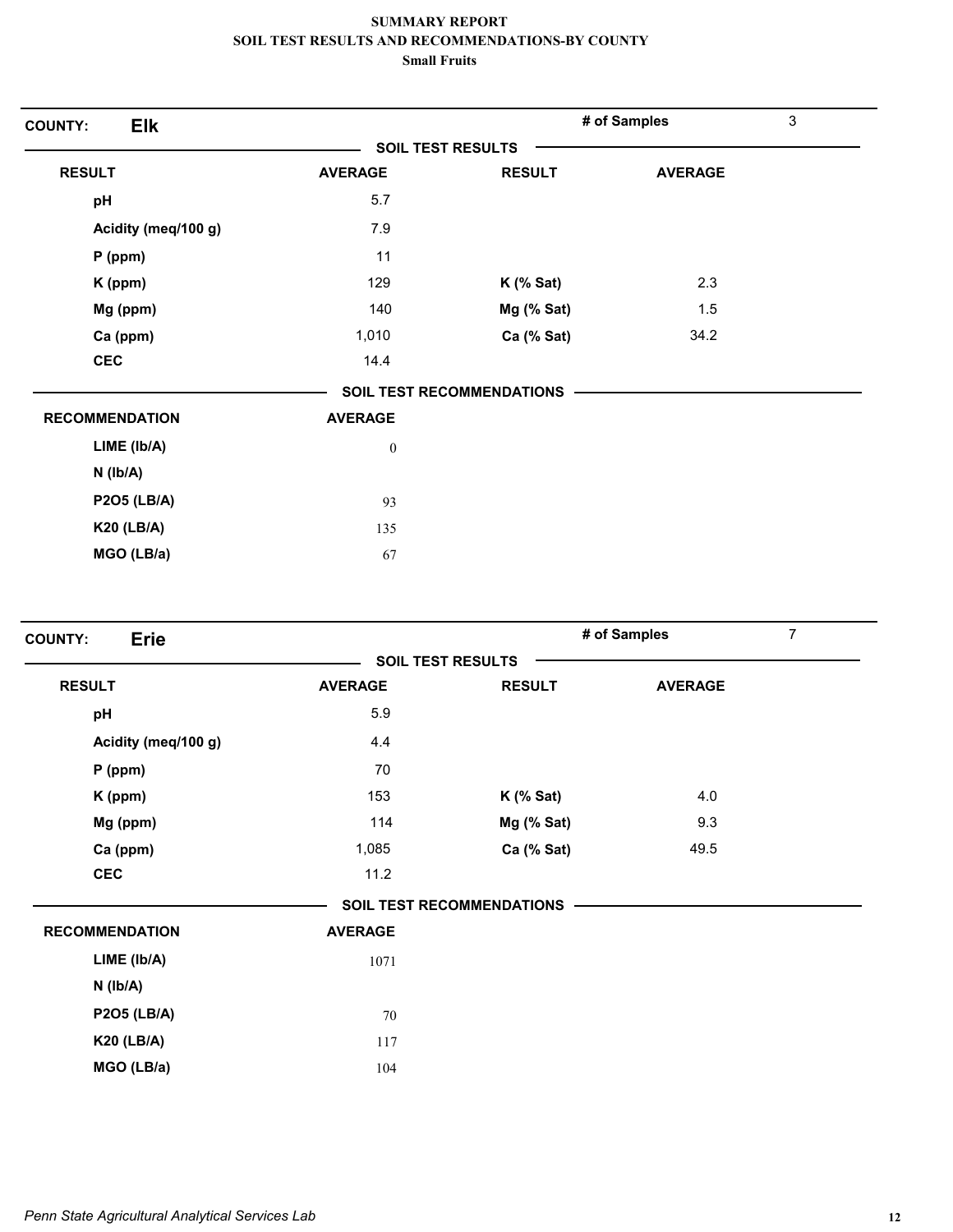# SUMMARY REPORT
## SOIL TEST RESULTS AND RECOMMENDATIONS-BY COUNTY
### Small Fruits

**COUNTY:** **Elk** — **# of Samples** 3

**SOIL TEST RESULTS**

| RESULT | AVERAGE | RESULT | AVERAGE |
|---|---|---|---|
| pH | 5.7 | | |
| Acidity (meq/100 g) | 7.9 | | |
| P (ppm) | 11 | | |
| K (ppm) | 129 | K (% Sat) | 2.3 |
| Mg (ppm) | 140 | Mg (% Sat) | 1.5 |
| Ca (ppm) | 1,010 | Ca (% Sat) | 34.2 |
| CEC | 14.4 | | |

**SOIL TEST RECOMMENDATIONS**

| RECOMMENDATION | AVERAGE |
|---|---|
| LIME (lb/A) | 0 |
| N (lb/A) | |
| P2O5 (LB/A) | 93 |
| K20 (LB/A) | 135 |
| MGO (LB/a) | 67 |

**COUNTY:** **Erie** — **# of Samples** 7

**SOIL TEST RESULTS**

| RESULT | AVERAGE | RESULT | AVERAGE |
|---|---|---|---|
| pH | 5.9 | | |
| Acidity (meq/100 g) | 4.4 | | |
| P (ppm) | 70 | | |
| K (ppm) | 153 | K (% Sat) | 4.0 |
| Mg (ppm) | 114 | Mg (% Sat) | 9.3 |
| Ca (ppm) | 1,085 | Ca (% Sat) | 49.5 |
| CEC | 11.2 | | |

**SOIL TEST RECOMMENDATIONS**

| RECOMMENDATION | AVERAGE |
|---|---|
| LIME (lb/A) | 1071 |
| N (lb/A) | |
| P2O5 (LB/A) | 70 |
| K20 (LB/A) | 117 |
| MGO (LB/a) | 104 |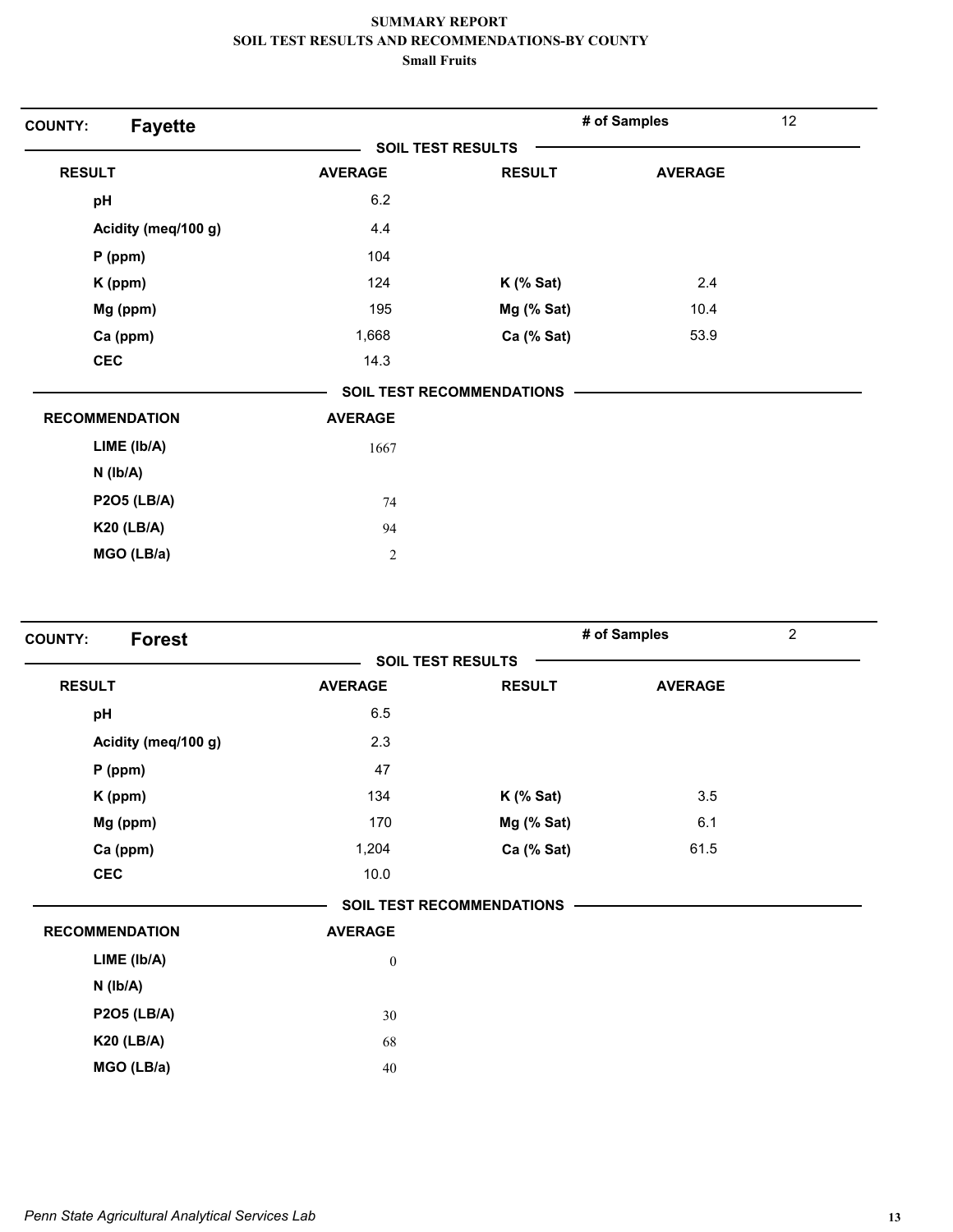**SUMMARY REPORT**
**SOIL TEST RESULTS AND RECOMMENDATIONS-BY COUNTY**
**Small Fruits**

## COUNTY: Fayette

**# of Samples** 12

**SOIL TEST RESULTS**

| RESULT | AVERAGE | RESULT | AVERAGE |
|---|---|---|---|
| pH | 6.2 | | |
| Acidity (meq/100 g) | 4.4 | | |
| P (ppm) | 104 | | |
| K (ppm) | 124 | K (% Sat) | 2.4 |
| Mg (ppm) | 195 | Mg (% Sat) | 10.4 |
| Ca (ppm) | 1,668 | Ca (% Sat) | 53.9 |
| CEC | 14.3 | | |

**SOIL TEST RECOMMENDATIONS**

| RECOMMENDATION | AVERAGE |
|---|---|
| LIME (lb/A) | 1667 |
| N (lb/A) | |
| P2O5 (LB/A) | 74 |
| K20 (LB/A) | 94 |
| MGO (LB/a) | 2 |

## COUNTY: Forest

**# of Samples** 2

**SOIL TEST RESULTS**

| RESULT | AVERAGE | RESULT | AVERAGE |
|---|---|---|---|
| pH | 6.5 | | |
| Acidity (meq/100 g) | 2.3 | | |
| P (ppm) | 47 | | |
| K (ppm) | 134 | K (% Sat) | 3.5 |
| Mg (ppm) | 170 | Mg (% Sat) | 6.1 |
| Ca (ppm) | 1,204 | Ca (% Sat) | 61.5 |
| CEC | 10.0 | | |

**SOIL TEST RECOMMENDATIONS**

| RECOMMENDATION | AVERAGE |
|---|---|
| LIME (lb/A) | 0 |
| N (lb/A) | |
| P2O5 (LB/A) | 30 |
| K20 (LB/A) | 68 |
| MGO (LB/a) | 40 |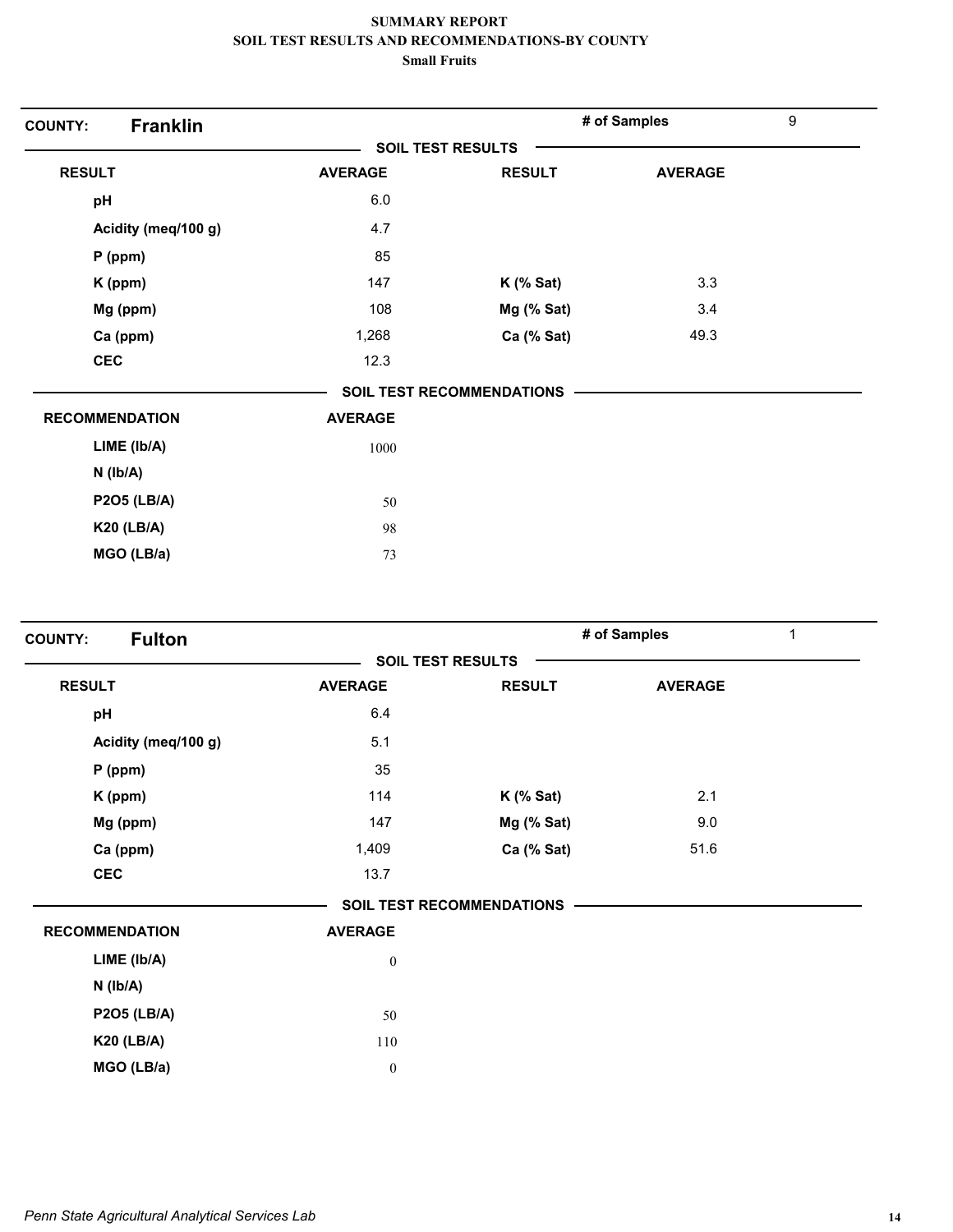# SUMMARY REPORT
## SOIL TEST RESULTS AND RECOMMENDATIONS-BY COUNTY
### Small Fruits

**COUNTY: Franklin** — **# of Samples** 9

**SOIL TEST RESULTS**

| RESULT | AVERAGE | RESULT | AVERAGE |
|---|---|---|---|
| pH | 6.0 | | |
| Acidity (meq/100 g) | 4.7 | | |
| P (ppm) | 85 | | |
| K (ppm) | 147 | K (% Sat) | 3.3 |
| Mg (ppm) | 108 | Mg (% Sat) | 3.4 |
| Ca (ppm) | 1,268 | Ca (% Sat) | 49.3 |
| CEC | 12.3 | | |

**SOIL TEST RECOMMENDATIONS**

| RECOMMENDATION | AVERAGE |
|---|---|
| LIME (lb/A) | 1000 |
| N (lb/A) | |
| P2O5 (LB/A) | 50 |
| K20 (LB/A) | 98 |
| MGO (LB/a) | 73 |

**COUNTY: Fulton** — **# of Samples** 1

**SOIL TEST RESULTS**

| RESULT | AVERAGE | RESULT | AVERAGE |
|---|---|---|---|
| pH | 6.4 | | |
| Acidity (meq/100 g) | 5.1 | | |
| P (ppm) | 35 | | |
| K (ppm) | 114 | K (% Sat) | 2.1 |
| Mg (ppm) | 147 | Mg (% Sat) | 9.0 |
| Ca (ppm) | 1,409 | Ca (% Sat) | 51.6 |
| CEC | 13.7 | | |

**SOIL TEST RECOMMENDATIONS**

| RECOMMENDATION | AVERAGE |
|---|---|
| LIME (lb/A) | 0 |
| N (lb/A) | |
| P2O5 (LB/A) | 50 |
| K20 (LB/A) | 110 |
| MGO (LB/a) | 0 |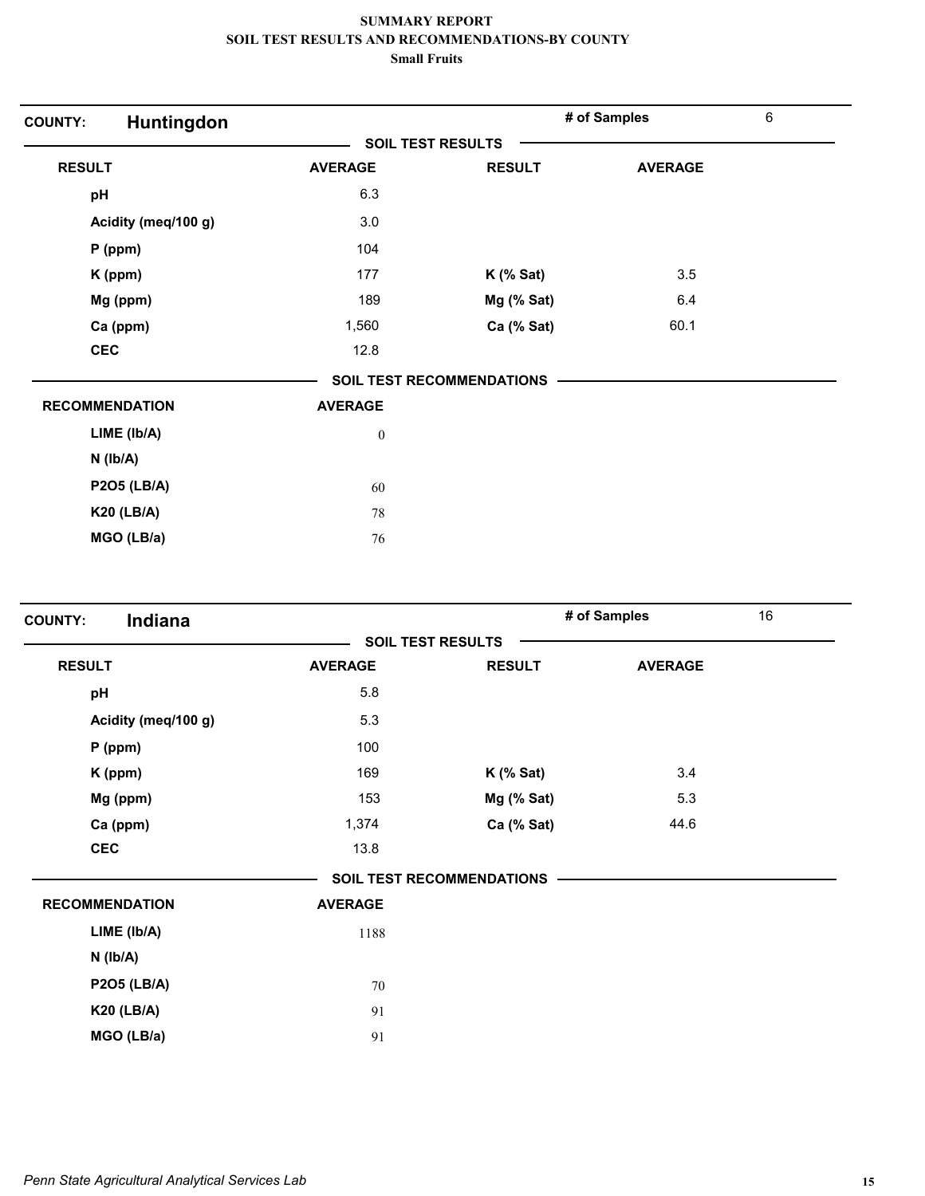# SUMMARY REPORT
## SOIL TEST RESULTS AND RECOMMENDATIONS-BY COUNTY
### Small Fruits

**COUNTY: Huntingdon** | **# of Samples** 6

**SOIL TEST RESULTS**

| RESULT | AVERAGE | RESULT | AVERAGE |
|---|---|---|---|
| pH | 6.3 | | |
| Acidity (meq/100 g) | 3.0 | | |
| P (ppm) | 104 | | |
| K (ppm) | 177 | K (% Sat) | 3.5 |
| Mg (ppm) | 189 | Mg (% Sat) | 6.4 |
| Ca (ppm) | 1,560 | Ca (% Sat) | 60.1 |
| CEC | 12.8 | | |

**SOIL TEST RECOMMENDATIONS**

| RECOMMENDATION | AVERAGE |
|---|---|
| LIME (lb/A) | 0 |
| N (lb/A) | |
| P2O5 (LB/A) | 60 |
| K20 (LB/A) | 78 |
| MGO (LB/a) | 76 |

**COUNTY: Indiana** | **# of Samples** 16

**SOIL TEST RESULTS**

| RESULT | AVERAGE | RESULT | AVERAGE |
|---|---|---|---|
| pH | 5.8 | | |
| Acidity (meq/100 g) | 5.3 | | |
| P (ppm) | 100 | | |
| K (ppm) | 169 | K (% Sat) | 3.4 |
| Mg (ppm) | 153 | Mg (% Sat) | 5.3 |
| Ca (ppm) | 1,374 | Ca (% Sat) | 44.6 |
| CEC | 13.8 | | |

**SOIL TEST RECOMMENDATIONS**

| RECOMMENDATION | AVERAGE |
|---|---|
| LIME (lb/A) | 1188 |
| N (lb/A) | |
| P2O5 (LB/A) | 70 |
| K20 (LB/A) | 91 |
| MGO (LB/a) | 91 |

*Penn State Agricultural Analytical Services Lab*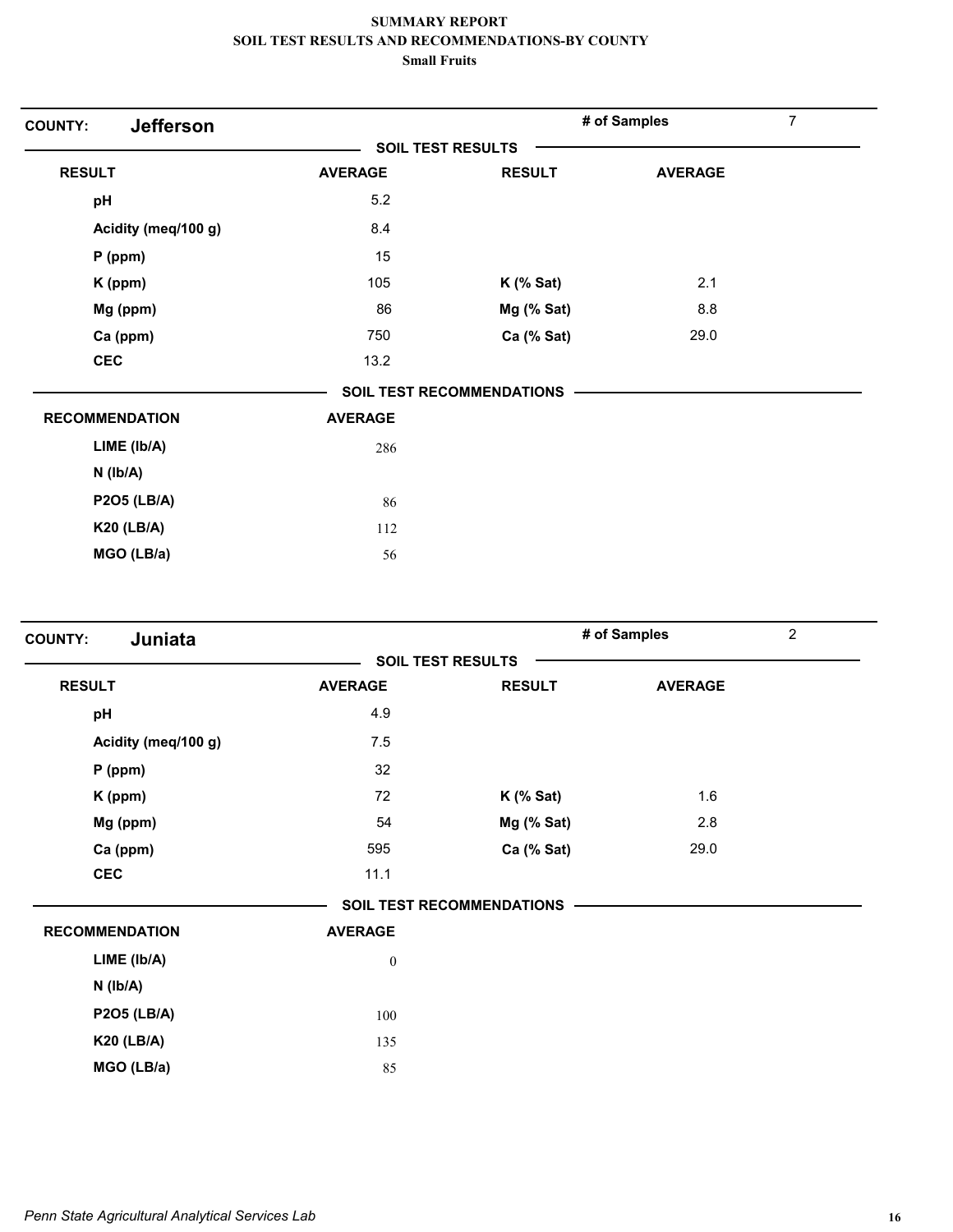# SUMMARY REPORT
## SOIL TEST RESULTS AND RECOMMENDATIONS-BY COUNTY
### Small Fruits

**COUNTY: Jefferson** — **# of Samples** 7

**SOIL TEST RESULTS**

| RESULT | AVERAGE | RESULT | AVERAGE |
|---|---|---|---|
| pH | 5.2 | | |
| Acidity (meq/100 g) | 8.4 | | |
| P (ppm) | 15 | | |
| K (ppm) | 105 | K (% Sat) | 2.1 |
| Mg (ppm) | 86 | Mg (% Sat) | 8.8 |
| Ca (ppm) | 750 | Ca (% Sat) | 29.0 |
| CEC | 13.2 | | |

**SOIL TEST RECOMMENDATIONS**

| RECOMMENDATION | AVERAGE |
|---|---|
| LIME (lb/A) | 286 |
| N (lb/A) | |
| P2O5 (LB/A) | 86 |
| K20 (LB/A) | 112 |
| MGO (LB/a) | 56 |

**COUNTY: Juniata** — **# of Samples** 2

**SOIL TEST RESULTS**

| RESULT | AVERAGE | RESULT | AVERAGE |
|---|---|---|---|
| pH | 4.9 | | |
| Acidity (meq/100 g) | 7.5 | | |
| P (ppm) | 32 | | |
| K (ppm) | 72 | K (% Sat) | 1.6 |
| Mg (ppm) | 54 | Mg (% Sat) | 2.8 |
| Ca (ppm) | 595 | Ca (% Sat) | 29.0 |
| CEC | 11.1 | | |

**SOIL TEST RECOMMENDATIONS**

| RECOMMENDATION | AVERAGE |
|---|---|
| LIME (lb/A) | 0 |
| N (lb/A) | |
| P2O5 (LB/A) | 100 |
| K20 (LB/A) | 135 |
| MGO (LB/a) | 85 |

*Penn State Agricultural Analytical Services Lab*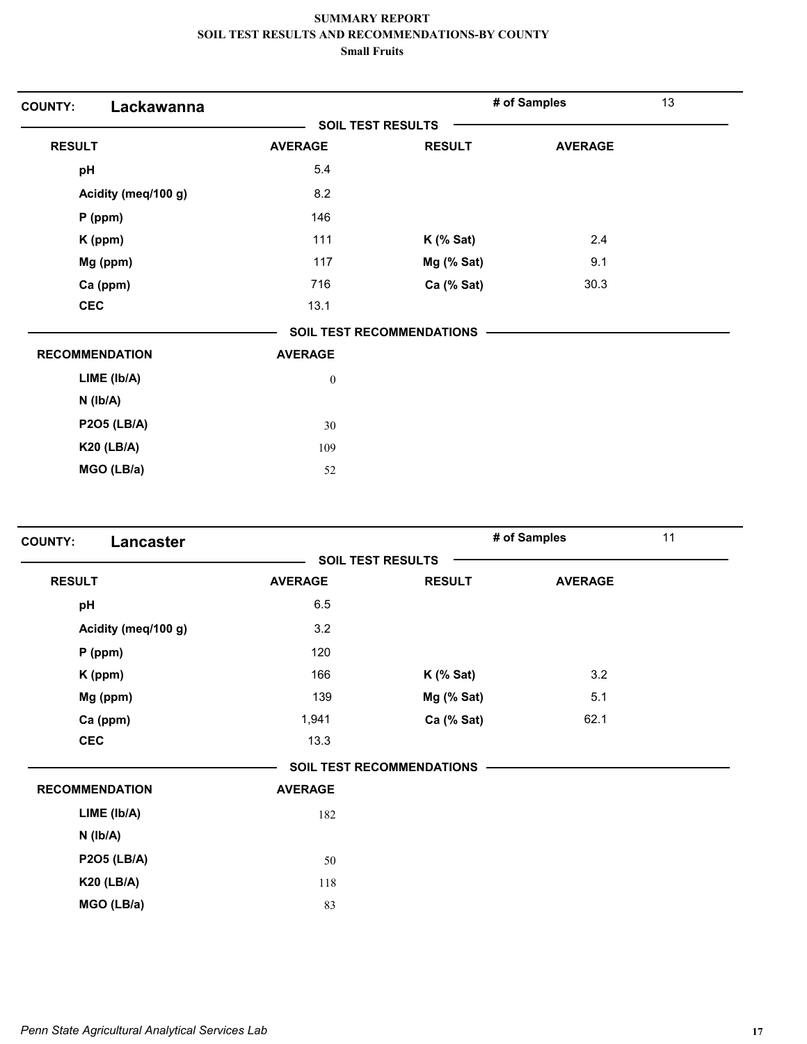**SUMMARY REPORT**
**SOIL TEST RESULTS AND RECOMMENDATIONS-BY COUNTY**
**Small Fruits**

## COUNTY: Lackawanna

**# of Samples** 13

### SOIL TEST RESULTS

| RESULT | AVERAGE | RESULT | AVERAGE |
|---|---|---|---|
| pH | 5.4 | | |
| Acidity (meq/100 g) | 8.2 | | |
| P (ppm) | 146 | | |
| K (ppm) | 111 | K (% Sat) | 2.4 |
| Mg (ppm) | 117 | Mg (% Sat) | 9.1 |
| Ca (ppm) | 716 | Ca (% Sat) | 30.3 |
| CEC | 13.1 | | |

### SOIL TEST RECOMMENDATIONS

| RECOMMENDATION | AVERAGE |
|---|---|
| LIME (lb/A) | 0 |
| N (lb/A) | |
| P2O5 (LB/A) | 30 |
| K20 (LB/A) | 109 |
| MGO (LB/a) | 52 |

## COUNTY: Lancaster

**# of Samples** 11

### SOIL TEST RESULTS

| RESULT | AVERAGE | RESULT | AVERAGE |
|---|---|---|---|
| pH | 6.5 | | |
| Acidity (meq/100 g) | 3.2 | | |
| P (ppm) | 120 | | |
| K (ppm) | 166 | K (% Sat) | 3.2 |
| Mg (ppm) | 139 | Mg (% Sat) | 5.1 |
| Ca (ppm) | 1,941 | Ca (% Sat) | 62.1 |
| CEC | 13.3 | | |

### SOIL TEST RECOMMENDATIONS

| RECOMMENDATION | AVERAGE |
|---|---|
| LIME (lb/A) | 182 |
| N (lb/A) | |
| P2O5 (LB/A) | 50 |
| K20 (LB/A) | 118 |
| MGO (LB/a) | 83 |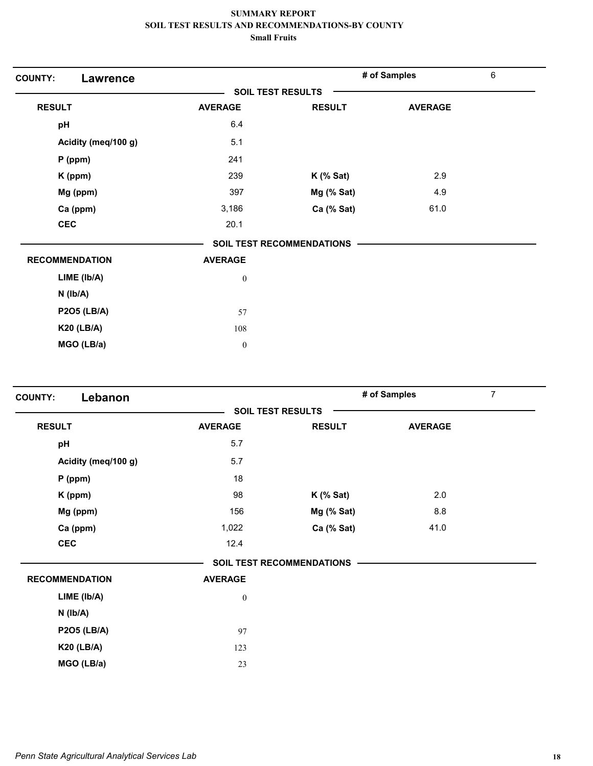# SUMMARY REPORT
## SOIL TEST RESULTS AND RECOMMENDATIONS-BY COUNTY
### Small Fruits

**COUNTY: Lawrence** — **# of Samples** 6

**SOIL TEST RESULTS**

| RESULT | AVERAGE | RESULT | AVERAGE |
|---|---|---|---|
| pH | 6.4 | | |
| Acidity (meq/100 g) | 5.1 | | |
| P (ppm) | 241 | | |
| K (ppm) | 239 | K (% Sat) | 2.9 |
| Mg (ppm) | 397 | Mg (% Sat) | 4.9 |
| Ca (ppm) | 3,186 | Ca (% Sat) | 61.0 |
| CEC | 20.1 | | |

**SOIL TEST RECOMMENDATIONS**

| RECOMMENDATION | AVERAGE |
|---|---|
| LIME (lb/A) | 0 |
| N (lb/A) | |
| P2O5 (LB/A) | 57 |
| K20 (LB/A) | 108 |
| MGO (LB/a) | 0 |

**COUNTY: Lebanon** — **# of Samples** 7

**SOIL TEST RESULTS**

| RESULT | AVERAGE | RESULT | AVERAGE |
|---|---|---|---|
| pH | 5.7 | | |
| Acidity (meq/100 g) | 5.7 | | |
| P (ppm) | 18 | | |
| K (ppm) | 98 | K (% Sat) | 2.0 |
| Mg (ppm) | 156 | Mg (% Sat) | 8.8 |
| Ca (ppm) | 1,022 | Ca (% Sat) | 41.0 |
| CEC | 12.4 | | |

**SOIL TEST RECOMMENDATIONS**

| RECOMMENDATION | AVERAGE |
|---|---|
| LIME (lb/A) | 0 |
| N (lb/A) | |
| P2O5 (LB/A) | 97 |
| K20 (LB/A) | 123 |
| MGO (LB/a) | 23 |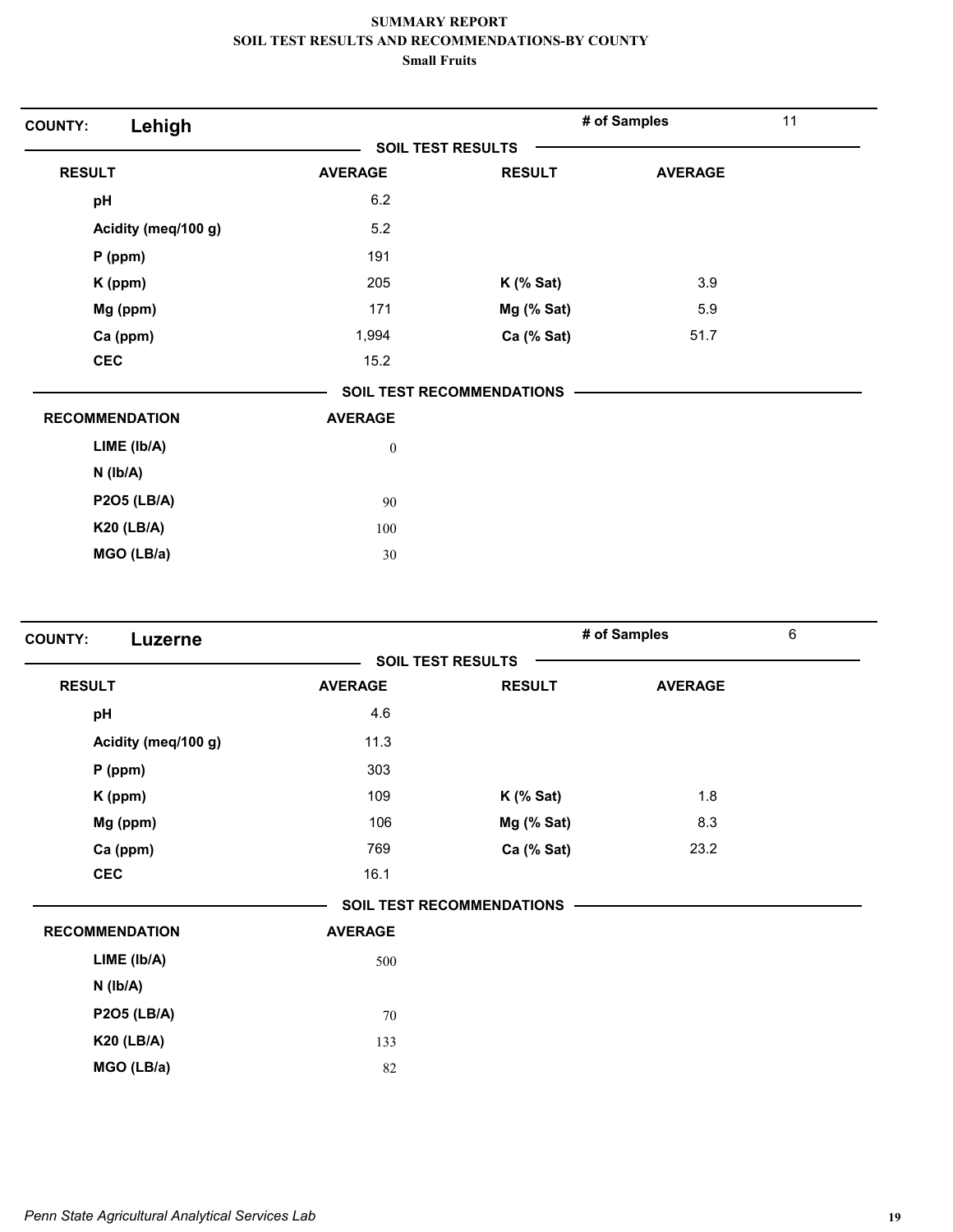**SUMMARY REPORT**
**SOIL TEST RESULTS AND RECOMMENDATIONS-BY COUNTY**
**Small Fruits**

## COUNTY: Lehigh

**# of Samples** 11

### SOIL TEST RESULTS

| RESULT | AVERAGE | RESULT | AVERAGE |
|---|---|---|---|
| pH | 6.2 | | |
| Acidity (meq/100 g) | 5.2 | | |
| P (ppm) | 191 | | |
| K (ppm) | 205 | K (% Sat) | 3.9 |
| Mg (ppm) | 171 | Mg (% Sat) | 5.9 |
| Ca (ppm) | 1,994 | Ca (% Sat) | 51.7 |
| CEC | 15.2 | | |

### SOIL TEST RECOMMENDATIONS

| RECOMMENDATION | AVERAGE |
|---|---|
| LIME (lb/A) | 0 |
| N (lb/A) | |
| P2O5 (LB/A) | 90 |
| K20 (LB/A) | 100 |
| MGO (LB/a) | 30 |

## COUNTY: Luzerne

**# of Samples** 6

### SOIL TEST RESULTS

| RESULT | AVERAGE | RESULT | AVERAGE |
|---|---|---|---|
| pH | 4.6 | | |
| Acidity (meq/100 g) | 11.3 | | |
| P (ppm) | 303 | | |
| K (ppm) | 109 | K (% Sat) | 1.8 |
| Mg (ppm) | 106 | Mg (% Sat) | 8.3 |
| Ca (ppm) | 769 | Ca (% Sat) | 23.2 |
| CEC | 16.1 | | |

### SOIL TEST RECOMMENDATIONS

| RECOMMENDATION | AVERAGE |
|---|---|
| LIME (lb/A) | 500 |
| N (lb/A) | |
| P2O5 (LB/A) | 70 |
| K20 (LB/A) | 133 |
| MGO (LB/a) | 82 |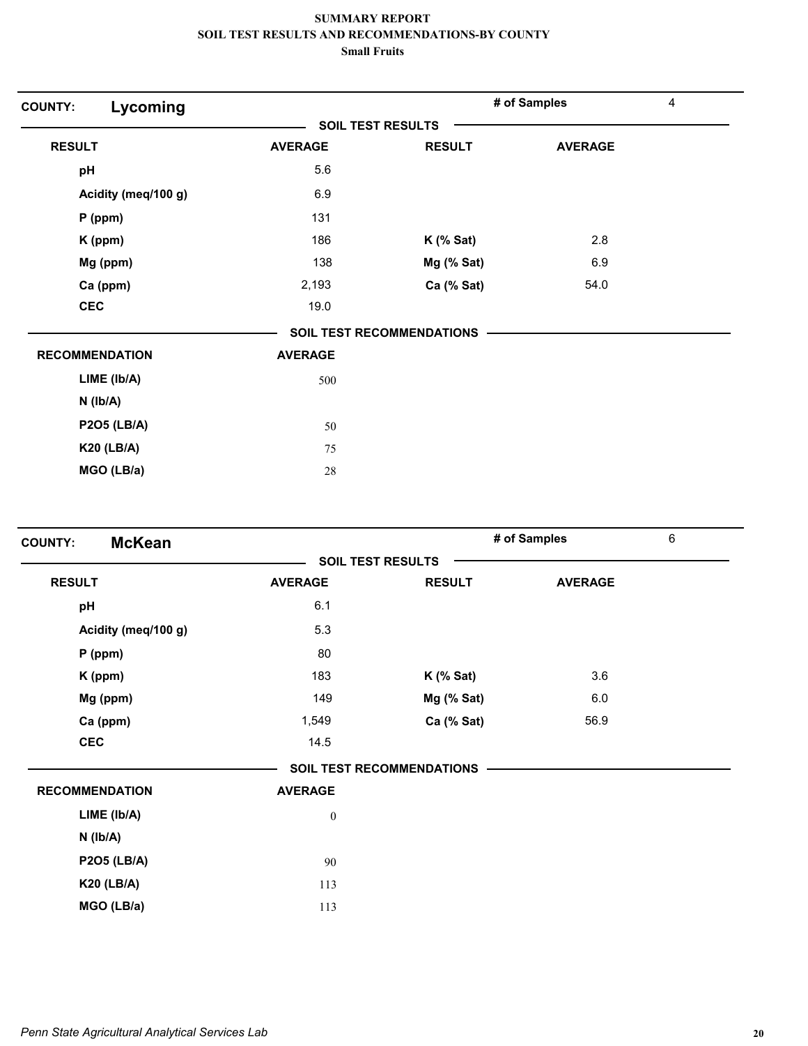**SUMMARY REPORT**
**SOIL TEST RESULTS AND RECOMMENDATIONS-BY COUNTY**
**Small Fruits**

## COUNTY: Lycoming

**# of Samples** 4

**SOIL TEST RESULTS**

| RESULT | AVERAGE | RESULT | AVERAGE |
|---|---|---|---|
| pH | 5.6 | | |
| Acidity (meq/100 g) | 6.9 | | |
| P (ppm) | 131 | | |
| K (ppm) | 186 | K (% Sat) | 2.8 |
| Mg (ppm) | 138 | Mg (% Sat) | 6.9 |
| Ca (ppm) | 2,193 | Ca (% Sat) | 54.0 |
| CEC | 19.0 | | |

**SOIL TEST RECOMMENDATIONS**

| RECOMMENDATION | AVERAGE |
|---|---|
| LIME (lb/A) | 500 |
| N (lb/A) | |
| P2O5 (LB/A) | 50 |
| K20 (LB/A) | 75 |
| MGO (LB/a) | 28 |

## COUNTY: McKean

**# of Samples** 6

**SOIL TEST RESULTS**

| RESULT | AVERAGE | RESULT | AVERAGE |
|---|---|---|---|
| pH | 6.1 | | |
| Acidity (meq/100 g) | 5.3 | | |
| P (ppm) | 80 | | |
| K (ppm) | 183 | K (% Sat) | 3.6 |
| Mg (ppm) | 149 | Mg (% Sat) | 6.0 |
| Ca (ppm) | 1,549 | Ca (% Sat) | 56.9 |
| CEC | 14.5 | | |

**SOIL TEST RECOMMENDATIONS**

| RECOMMENDATION | AVERAGE |
|---|---|
| LIME (lb/A) | 0 |
| N (lb/A) | |
| P2O5 (LB/A) | 90 |
| K20 (LB/A) | 113 |
| MGO (LB/a) | 113 |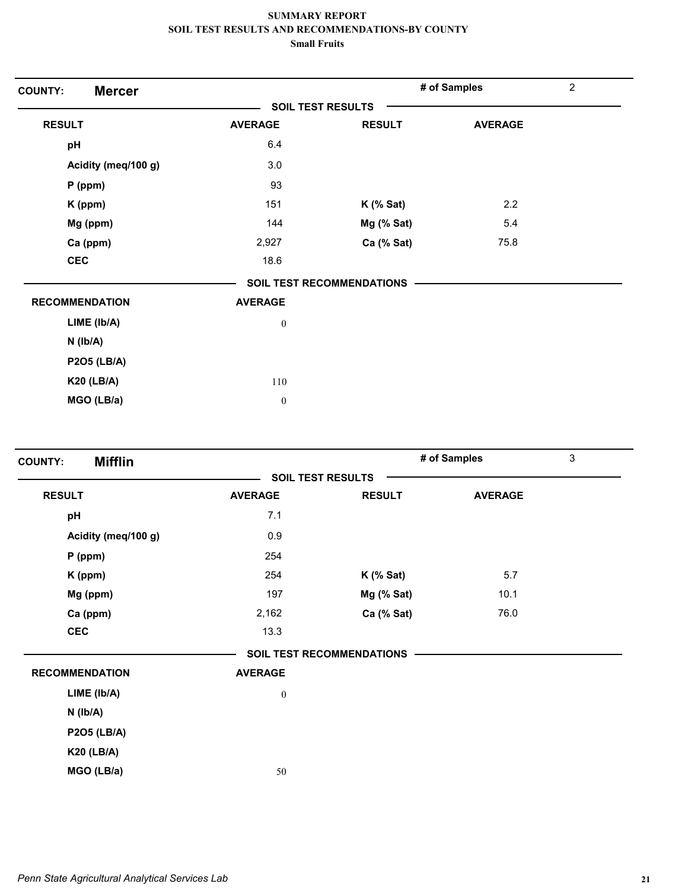# SUMMARY REPORT
## SOIL TEST RESULTS AND RECOMMENDATIONS-BY COUNTY
### Small Fruits

**COUNTY: Mercer** | **# of Samples** 2

**SOIL TEST RESULTS**

| RESULT | AVERAGE | RESULT | AVERAGE |
|---|---|---|---|
| pH | 6.4 | | |
| Acidity (meq/100 g) | 3.0 | | |
| P (ppm) | 93 | | |
| K (ppm) | 151 | K (% Sat) | 2.2 |
| Mg (ppm) | 144 | Mg (% Sat) | 5.4 |
| Ca (ppm) | 2,927 | Ca (% Sat) | 75.8 |
| CEC | 18.6 | | |

**SOIL TEST RECOMMENDATIONS**

| RECOMMENDATION | AVERAGE |
|---|---|
| LIME (lb/A) | 0 |
| N (lb/A) | |
| P2O5 (LB/A) | |
| K20 (LB/A) | 110 |
| MGO (LB/a) | 0 |

**COUNTY: Mifflin** | **# of Samples** 3

**SOIL TEST RESULTS**

| RESULT | AVERAGE | RESULT | AVERAGE |
|---|---|---|---|
| pH | 7.1 | | |
| Acidity (meq/100 g) | 0.9 | | |
| P (ppm) | 254 | | |
| K (ppm) | 254 | K (% Sat) | 5.7 |
| Mg (ppm) | 197 | Mg (% Sat) | 10.1 |
| Ca (ppm) | 2,162 | Ca (% Sat) | 76.0 |
| CEC | 13.3 | | |

**SOIL TEST RECOMMENDATIONS**

| RECOMMENDATION | AVERAGE |
|---|---|
| LIME (lb/A) | 0 |
| N (lb/A) | |
| P2O5 (LB/A) | |
| K20 (LB/A) | |
| MGO (LB/a) | 50 |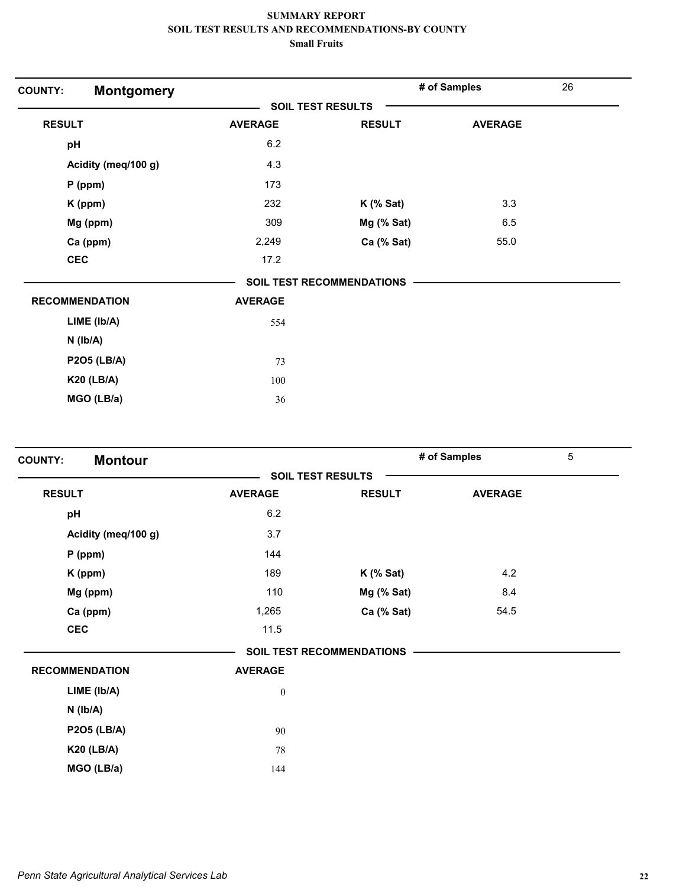# SUMMARY REPORT
## SOIL TEST RESULTS AND RECOMMENDATIONS-BY COUNTY
### Small Fruits

**COUNTY:** **Montgomery** | **# of Samples** 26

**SOIL TEST RESULTS**

| RESULT | AVERAGE | RESULT | AVERAGE |
|---|---|---|---|
| pH | 6.2 | | |
| Acidity (meq/100 g) | 4.3 | | |
| P (ppm) | 173 | | |
| K (ppm) | 232 | K (% Sat) | 3.3 |
| Mg (ppm) | 309 | Mg (% Sat) | 6.5 |
| Ca (ppm) | 2,249 | Ca (% Sat) | 55.0 |
| CEC | 17.2 | | |

**SOIL TEST RECOMMENDATIONS**

| RECOMMENDATION | AVERAGE |
|---|---|
| LIME (lb/A) | 554 |
| N (lb/A) | |
| P2O5 (LB/A) | 73 |
| K20 (LB/A) | 100 |
| MGO (LB/a) | 36 |

**COUNTY:** **Montour** | **# of Samples** 5

**SOIL TEST RESULTS**

| RESULT | AVERAGE | RESULT | AVERAGE |
|---|---|---|---|
| pH | 6.2 | | |
| Acidity (meq/100 g) | 3.7 | | |
| P (ppm) | 144 | | |
| K (ppm) | 189 | K (% Sat) | 4.2 |
| Mg (ppm) | 110 | Mg (% Sat) | 8.4 |
| Ca (ppm) | 1,265 | Ca (% Sat) | 54.5 |
| CEC | 11.5 | | |

**SOIL TEST RECOMMENDATIONS**

| RECOMMENDATION | AVERAGE |
|---|---|
| LIME (lb/A) | 0 |
| N (lb/A) | |
| P2O5 (LB/A) | 90 |
| K20 (LB/A) | 78 |
| MGO (LB/a) | 144 |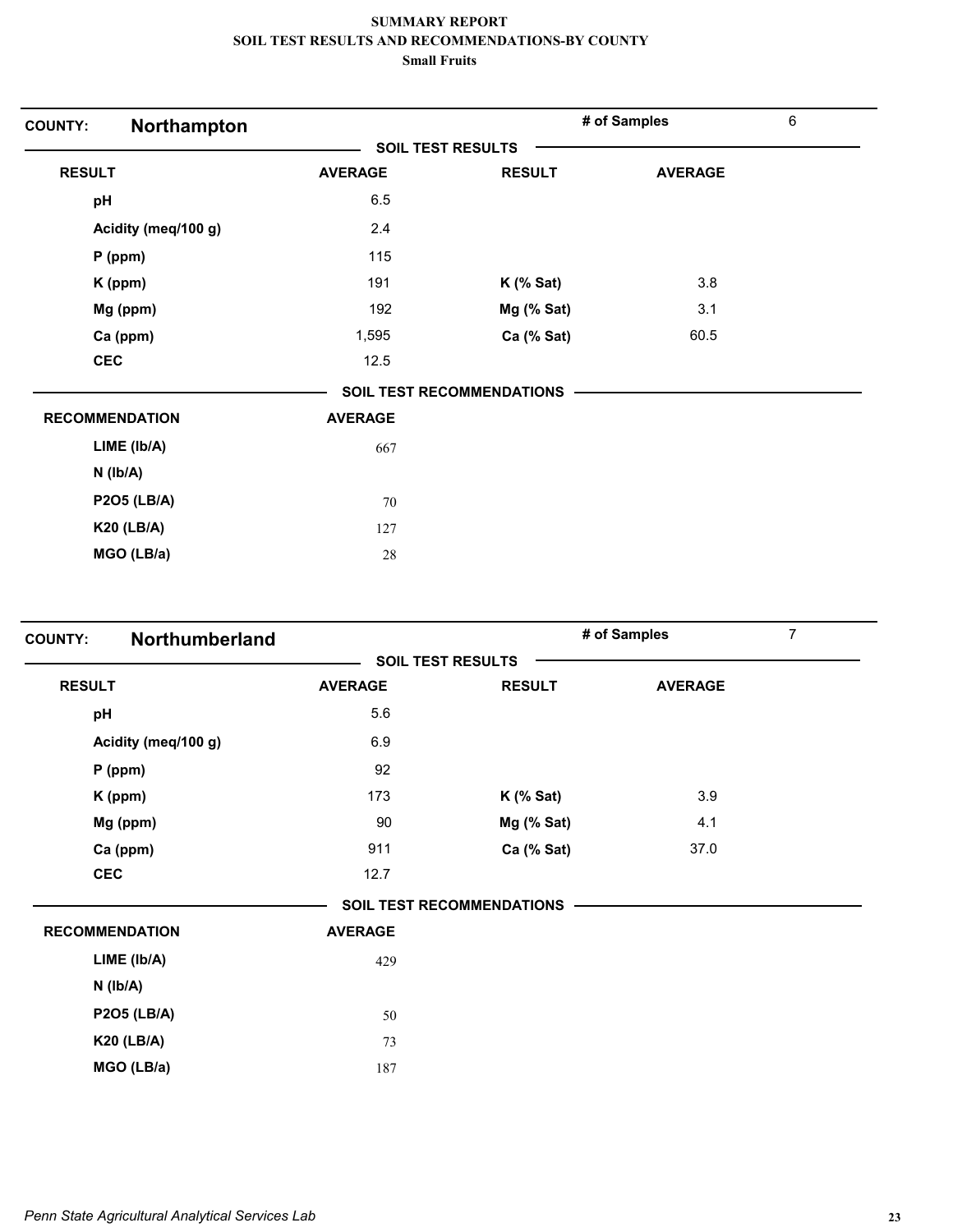# SUMMARY REPORT
## SOIL TEST RESULTS AND RECOMMENDATIONS-BY COUNTY
### Small Fruits

**COUNTY: Northampton** — # of Samples: 6

**SOIL TEST RESULTS**

| RESULT | AVERAGE | RESULT | AVERAGE |
|---|---|---|---|
| pH | 6.5 | | |
| Acidity (meq/100 g) | 2.4 | | |
| P (ppm) | 115 | | |
| K (ppm) | 191 | K (% Sat) | 3.8 |
| Mg (ppm) | 192 | Mg (% Sat) | 3.1 |
| Ca (ppm) | 1,595 | Ca (% Sat) | 60.5 |
| CEC | 12.5 | | |

**SOIL TEST RECOMMENDATIONS**

| RECOMMENDATION | AVERAGE |
|---|---|
| LIME (lb/A) | 667 |
| N (lb/A) | |
| P2O5 (LB/A) | 70 |
| K20 (LB/A) | 127 |
| MGO (LB/a) | 28 |

**COUNTY: Northumberland** — # of Samples: 7

**SOIL TEST RESULTS**

| RESULT | AVERAGE | RESULT | AVERAGE |
|---|---|---|---|
| pH | 5.6 | | |
| Acidity (meq/100 g) | 6.9 | | |
| P (ppm) | 92 | | |
| K (ppm) | 173 | K (% Sat) | 3.9 |
| Mg (ppm) | 90 | Mg (% Sat) | 4.1 |
| Ca (ppm) | 911 | Ca (% Sat) | 37.0 |
| CEC | 12.7 | | |

**SOIL TEST RECOMMENDATIONS**

| RECOMMENDATION | AVERAGE |
|---|---|
| LIME (lb/A) | 429 |
| N (lb/A) | |
| P2O5 (LB/A) | 50 |
| K20 (LB/A) | 73 |
| MGO (LB/a) | 187 |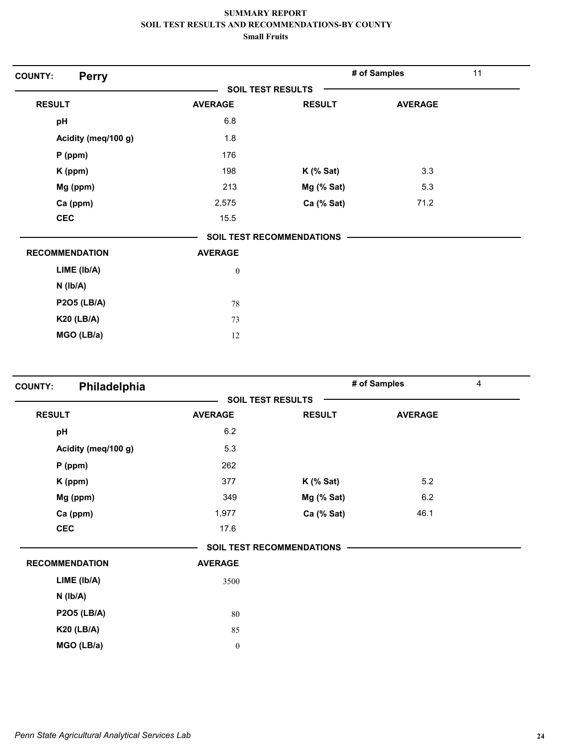# SUMMARY REPORT
## SOIL TEST RESULTS AND RECOMMENDATIONS-BY COUNTY
### Small Fruits

**COUNTY: Perry** — # of Samples: 11

**SOIL TEST RESULTS**

| RESULT | AVERAGE | RESULT | AVERAGE |
|---|---|---|---|
| pH | 6.8 | | |
| Acidity (meq/100 g) | 1.8 | | |
| P (ppm) | 176 | | |
| K (ppm) | 198 | K (% Sat) | 3.3 |
| Mg (ppm) | 213 | Mg (% Sat) | 5.3 |
| Ca (ppm) | 2,575 | Ca (% Sat) | 71.2 |
| CEC | 15.5 | | |

**SOIL TEST RECOMMENDATIONS**

| RECOMMENDATION | AVERAGE |
|---|---|
| LIME (lb/A) | 0 |
| N (lb/A) | |
| P2O5 (LB/A) | 78 |
| K20 (LB/A) | 73 |
| MGO (LB/a) | 12 |

**COUNTY: Philadelphia** — # of Samples: 4

**SOIL TEST RESULTS**

| RESULT | AVERAGE | RESULT | AVERAGE |
|---|---|---|---|
| pH | 6.2 | | |
| Acidity (meq/100 g) | 5.3 | | |
| P (ppm) | 262 | | |
| K (ppm) | 377 | K (% Sat) | 5.2 |
| Mg (ppm) | 349 | Mg (% Sat) | 6.2 |
| Ca (ppm) | 1,977 | Ca (% Sat) | 46.1 |
| CEC | 17.6 | | |

**SOIL TEST RECOMMENDATIONS**

| RECOMMENDATION | AVERAGE |
|---|---|
| LIME (lb/A) | 3500 |
| N (lb/A) | |
| P2O5 (LB/A) | 80 |
| K20 (LB/A) | 85 |
| MGO (LB/a) | 0 |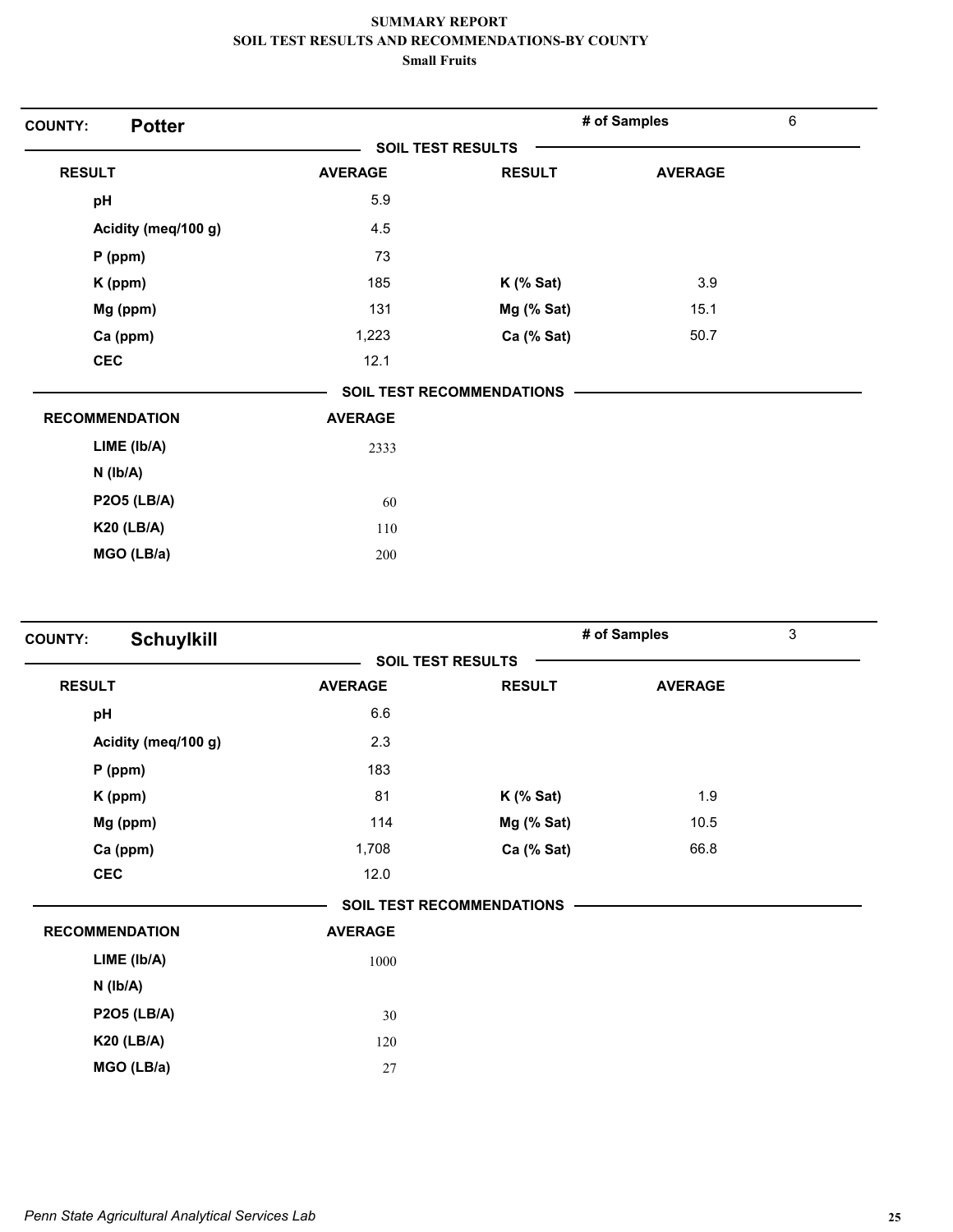# SUMMARY REPORT
## SOIL TEST RESULTS AND RECOMMENDATIONS-BY COUNTY
### Small Fruits

**COUNTY: Potter** — # of Samples: 6

**SOIL TEST RESULTS**

| RESULT | AVERAGE | RESULT | AVERAGE |
|---|---|---|---|
| pH | 5.9 | | |
| Acidity (meq/100 g) | 4.5 | | |
| P (ppm) | 73 | | |
| K (ppm) | 185 | K (% Sat) | 3.9 |
| Mg (ppm) | 131 | Mg (% Sat) | 15.1 |
| Ca (ppm) | 1,223 | Ca (% Sat) | 50.7 |
| CEC | 12.1 | | |

**SOIL TEST RECOMMENDATIONS**

| RECOMMENDATION | AVERAGE |
|---|---|
| LIME (lb/A) | 2333 |
| N (lb/A) | |
| P2O5 (LB/A) | 60 |
| K20 (LB/A) | 110 |
| MGO (LB/a) | 200 |

**COUNTY: Schuylkill** — # of Samples: 3

**SOIL TEST RESULTS**

| RESULT | AVERAGE | RESULT | AVERAGE |
|---|---|---|---|
| pH | 6.6 | | |
| Acidity (meq/100 g) | 2.3 | | |
| P (ppm) | 183 | | |
| K (ppm) | 81 | K (% Sat) | 1.9 |
| Mg (ppm) | 114 | Mg (% Sat) | 10.5 |
| Ca (ppm) | 1,708 | Ca (% Sat) | 66.8 |
| CEC | 12.0 | | |

**SOIL TEST RECOMMENDATIONS**

| RECOMMENDATION | AVERAGE |
|---|---|
| LIME (lb/A) | 1000 |
| N (lb/A) | |
| P2O5 (LB/A) | 30 |
| K20 (LB/A) | 120 |
| MGO (LB/a) | 27 |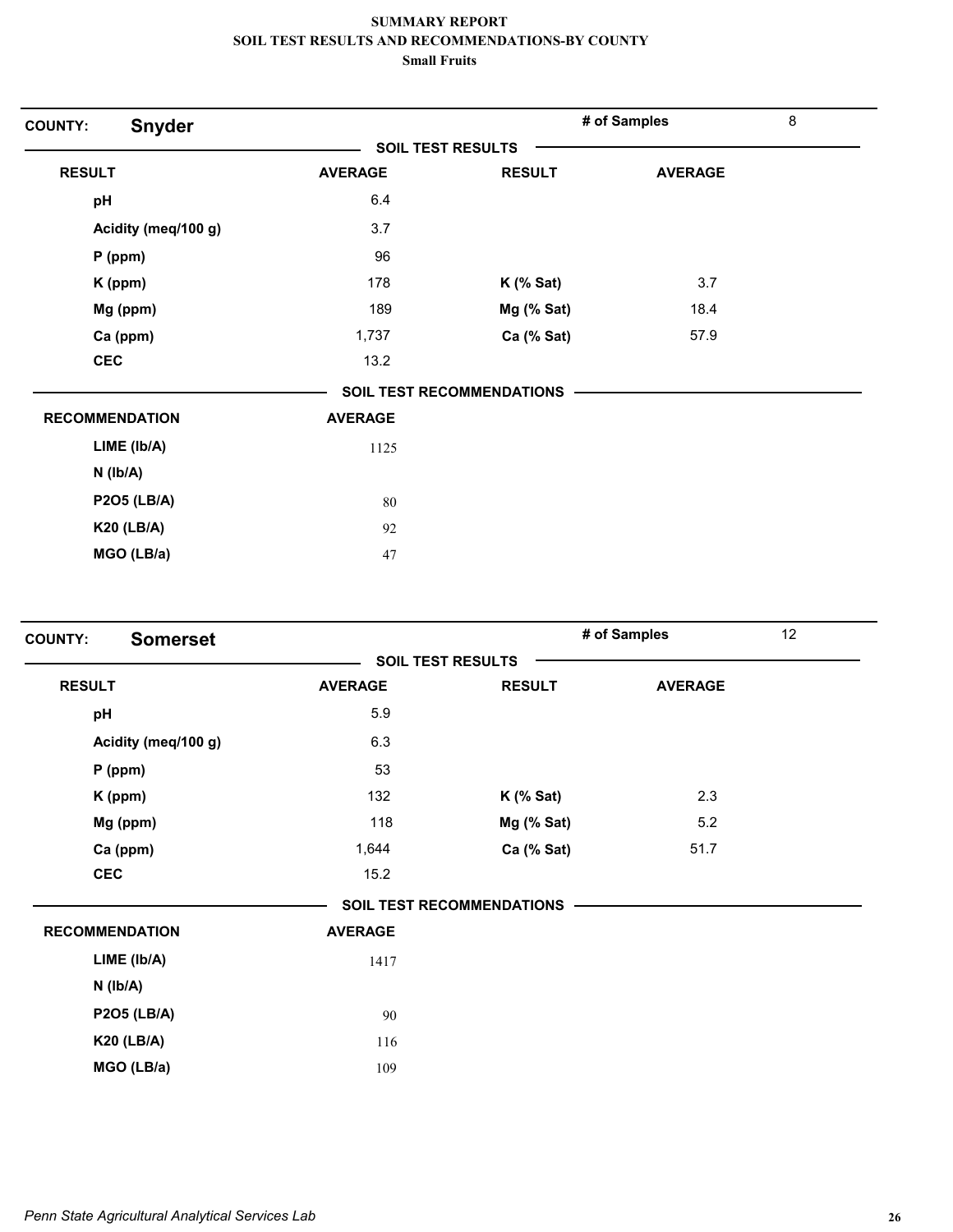# SUMMARY REPORT
## SOIL TEST RESULTS AND RECOMMENDATIONS-BY COUNTY
### Small Fruits

**COUNTY: Snyder** — # of Samples: 8

**SOIL TEST RESULTS**

| RESULT | AVERAGE | RESULT | AVERAGE |
|---|---|---|---|
| pH | 6.4 | | |
| Acidity (meq/100 g) | 3.7 | | |
| P (ppm) | 96 | | |
| K (ppm) | 178 | K (% Sat) | 3.7 |
| Mg (ppm) | 189 | Mg (% Sat) | 18.4 |
| Ca (ppm) | 1,737 | Ca (% Sat) | 57.9 |
| CEC | 13.2 | | |

**SOIL TEST RECOMMENDATIONS**

| RECOMMENDATION | AVERAGE |
|---|---|
| LIME (lb/A) | 1125 |
| N (lb/A) | |
| P2O5 (LB/A) | 80 |
| K20 (LB/A) | 92 |
| MGO (LB/a) | 47 |

**COUNTY: Somerset** — # of Samples: 12

**SOIL TEST RESULTS**

| RESULT | AVERAGE | RESULT | AVERAGE |
|---|---|---|---|
| pH | 5.9 | | |
| Acidity (meq/100 g) | 6.3 | | |
| P (ppm) | 53 | | |
| K (ppm) | 132 | K (% Sat) | 2.3 |
| Mg (ppm) | 118 | Mg (% Sat) | 5.2 |
| Ca (ppm) | 1,644 | Ca (% Sat) | 51.7 |
| CEC | 15.2 | | |

**SOIL TEST RECOMMENDATIONS**

| RECOMMENDATION | AVERAGE |
|---|---|
| LIME (lb/A) | 1417 |
| N (lb/A) | |
| P2O5 (LB/A) | 90 |
| K20 (LB/A) | 116 |
| MGO (LB/a) | 109 |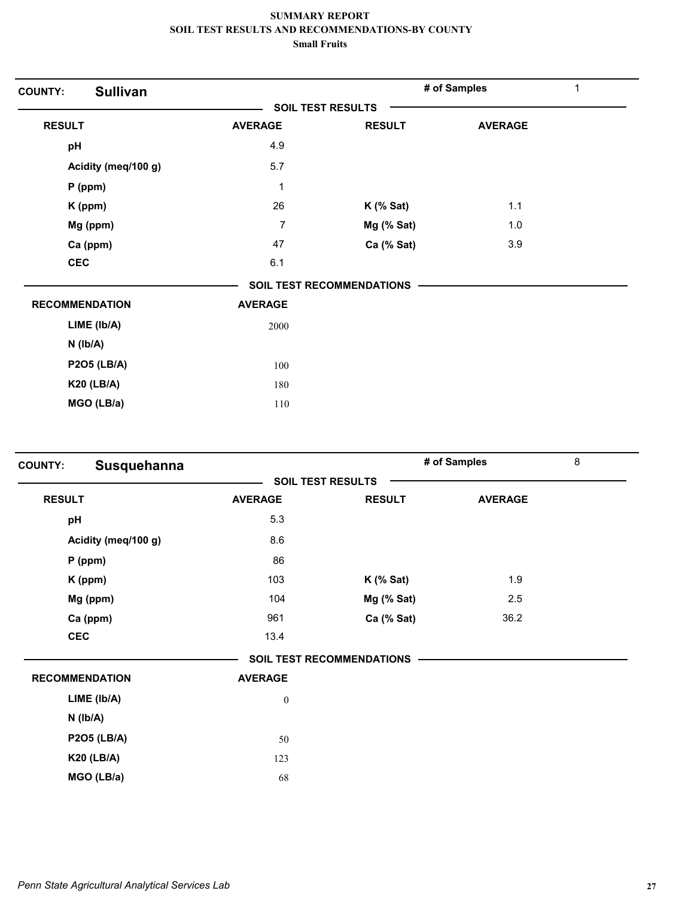**SUMMARY REPORT**
**SOIL TEST RESULTS AND RECOMMENDATIONS-BY COUNTY**
**Small Fruits**

## COUNTY: Sullivan

**# of Samples:** 1

### SOIL TEST RESULTS

| RESULT | AVERAGE | RESULT | AVERAGE |
|---|---|---|---|
| pH | 4.9 | | |
| Acidity (meq/100 g) | 5.7 | | |
| P (ppm) | 1 | | |
| K (ppm) | 26 | K (% Sat) | 1.1 |
| Mg (ppm) | 7 | Mg (% Sat) | 1.0 |
| Ca (ppm) | 47 | Ca (% Sat) | 3.9 |
| CEC | 6.1 | | |

### SOIL TEST RECOMMENDATIONS

| RECOMMENDATION | AVERAGE |
|---|---|
| LIME (lb/A) | 2000 |
| N (lb/A) | |
| P2O5 (LB/A) | 100 |
| K20 (LB/A) | 180 |
| MGO (LB/a) | 110 |

## COUNTY: Susquehanna

**# of Samples:** 8

### SOIL TEST RESULTS

| RESULT | AVERAGE | RESULT | AVERAGE |
|---|---|---|---|
| pH | 5.3 | | |
| Acidity (meq/100 g) | 8.6 | | |
| P (ppm) | 86 | | |
| K (ppm) | 103 | K (% Sat) | 1.9 |
| Mg (ppm) | 104 | Mg (% Sat) | 2.5 |
| Ca (ppm) | 961 | Ca (% Sat) | 36.2 |
| CEC | 13.4 | | |

### SOIL TEST RECOMMENDATIONS

| RECOMMENDATION | AVERAGE |
|---|---|
| LIME (lb/A) | 0 |
| N (lb/A) | |
| P2O5 (LB/A) | 50 |
| K20 (LB/A) | 123 |
| MGO (LB/a) | 68 |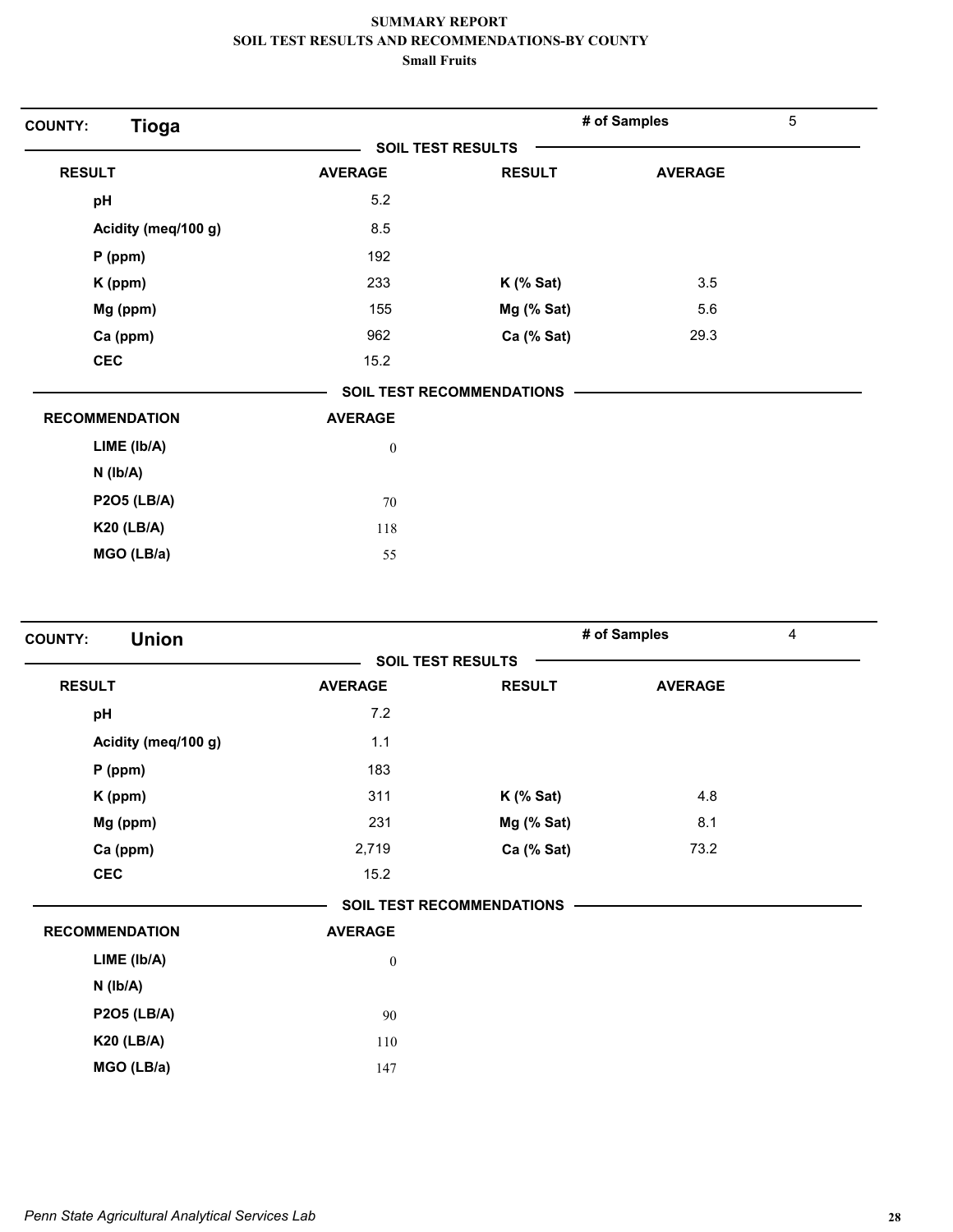# SUMMARY REPORT
## SOIL TEST RESULTS AND RECOMMENDATIONS-BY COUNTY
### Small Fruits

**COUNTY:** **Tioga** | **# of Samples** 5

**SOIL TEST RESULTS**

| RESULT | AVERAGE | RESULT | AVERAGE |
|---|---|---|---|
| pH | 5.2 | | |
| Acidity (meq/100 g) | 8.5 | | |
| P (ppm) | 192 | | |
| K (ppm) | 233 | K (% Sat) | 3.5 |
| Mg (ppm) | 155 | Mg (% Sat) | 5.6 |
| Ca (ppm) | 962 | Ca (% Sat) | 29.3 |
| CEC | 15.2 | | |

**SOIL TEST RECOMMENDATIONS**

| RECOMMENDATION | AVERAGE |
|---|---|
| LIME (lb/A) | 0 |
| N (lb/A) | |
| P2O5 (LB/A) | 70 |
| K20 (LB/A) | 118 |
| MGO (LB/a) | 55 |

**COUNTY:** **Union** | **# of Samples** 4

**SOIL TEST RESULTS**

| RESULT | AVERAGE | RESULT | AVERAGE |
|---|---|---|---|
| pH | 7.2 | | |
| Acidity (meq/100 g) | 1.1 | | |
| P (ppm) | 183 | | |
| K (ppm) | 311 | K (% Sat) | 4.8 |
| Mg (ppm) | 231 | Mg (% Sat) | 8.1 |
| Ca (ppm) | 2,719 | Ca (% Sat) | 73.2 |
| CEC | 15.2 | | |

**SOIL TEST RECOMMENDATIONS**

| RECOMMENDATION | AVERAGE |
|---|---|
| LIME (lb/A) | 0 |
| N (lb/A) | |
| P2O5 (LB/A) | 90 |
| K20 (LB/A) | 110 |
| MGO (LB/a) | 147 |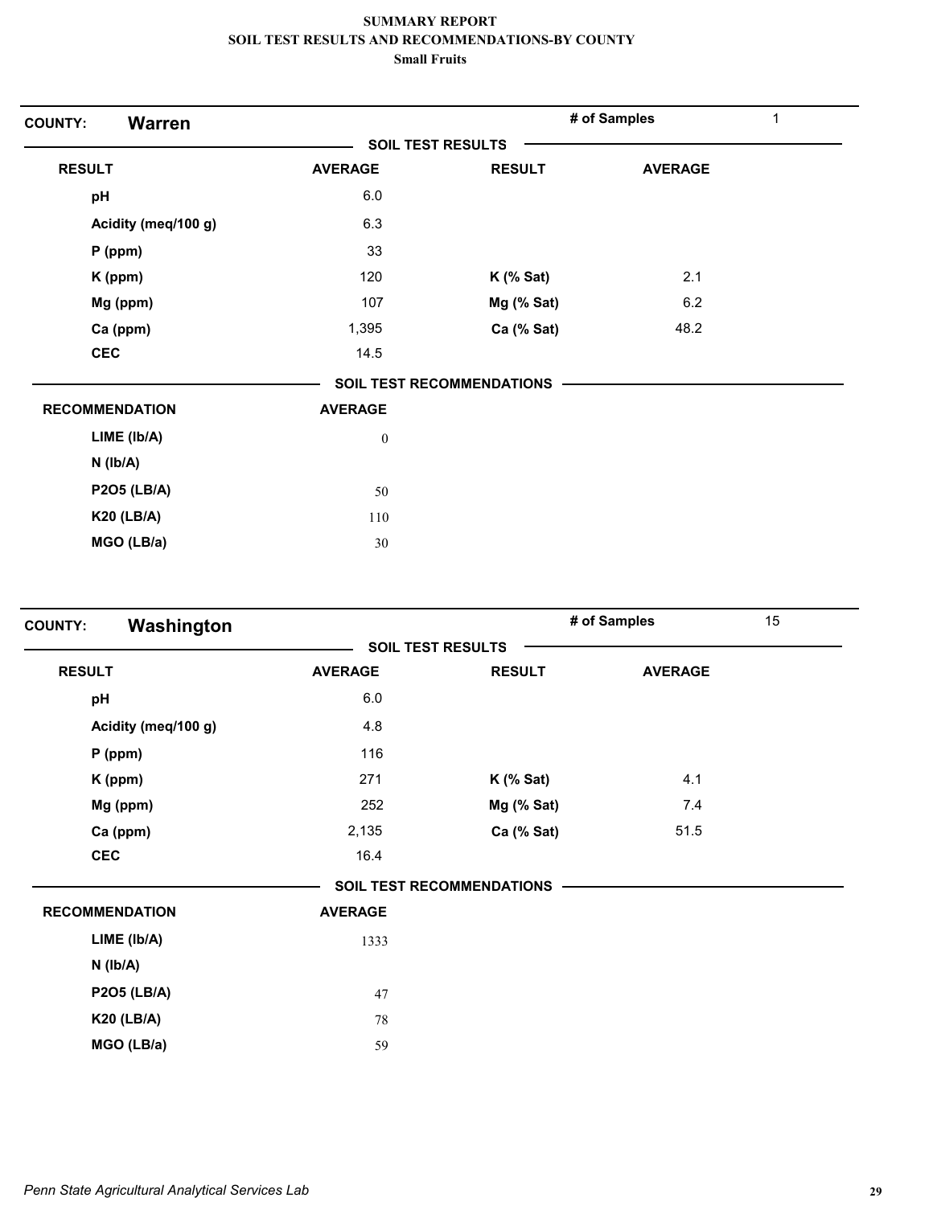# SUMMARY REPORT
## SOIL TEST RESULTS AND RECOMMENDATIONS-BY COUNTY
### Small Fruits

**COUNTY: Warren** — # of Samples: 1

**SOIL TEST RESULTS**

| RESULT | AVERAGE | RESULT | AVERAGE |
|---|---|---|---|
| pH | 6.0 | | |
| Acidity (meq/100 g) | 6.3 | | |
| P (ppm) | 33 | | |
| K (ppm) | 120 | K (% Sat) | 2.1 |
| Mg (ppm) | 107 | Mg (% Sat) | 6.2 |
| Ca (ppm) | 1,395 | Ca (% Sat) | 48.2 |
| CEC | 14.5 | | |

**SOIL TEST RECOMMENDATIONS**

| RECOMMENDATION | AVERAGE |
|---|---|
| LIME (lb/A) | 0 |
| N (lb/A) | |
| P2O5 (LB/A) | 50 |
| K20 (LB/A) | 110 |
| MGO (LB/a) | 30 |

**COUNTY: Washington** — # of Samples: 15

**SOIL TEST RESULTS**

| RESULT | AVERAGE | RESULT | AVERAGE |
|---|---|---|---|
| pH | 6.0 | | |
| Acidity (meq/100 g) | 4.8 | | |
| P (ppm) | 116 | | |
| K (ppm) | 271 | K (% Sat) | 4.1 |
| Mg (ppm) | 252 | Mg (% Sat) | 7.4 |
| Ca (ppm) | 2,135 | Ca (% Sat) | 51.5 |
| CEC | 16.4 | | |

**SOIL TEST RECOMMENDATIONS**

| RECOMMENDATION | AVERAGE |
|---|---|
| LIME (lb/A) | 1333 |
| N (lb/A) | |
| P2O5 (LB/A) | 47 |
| K20 (LB/A) | 78 |
| MGO (LB/a) | 59 |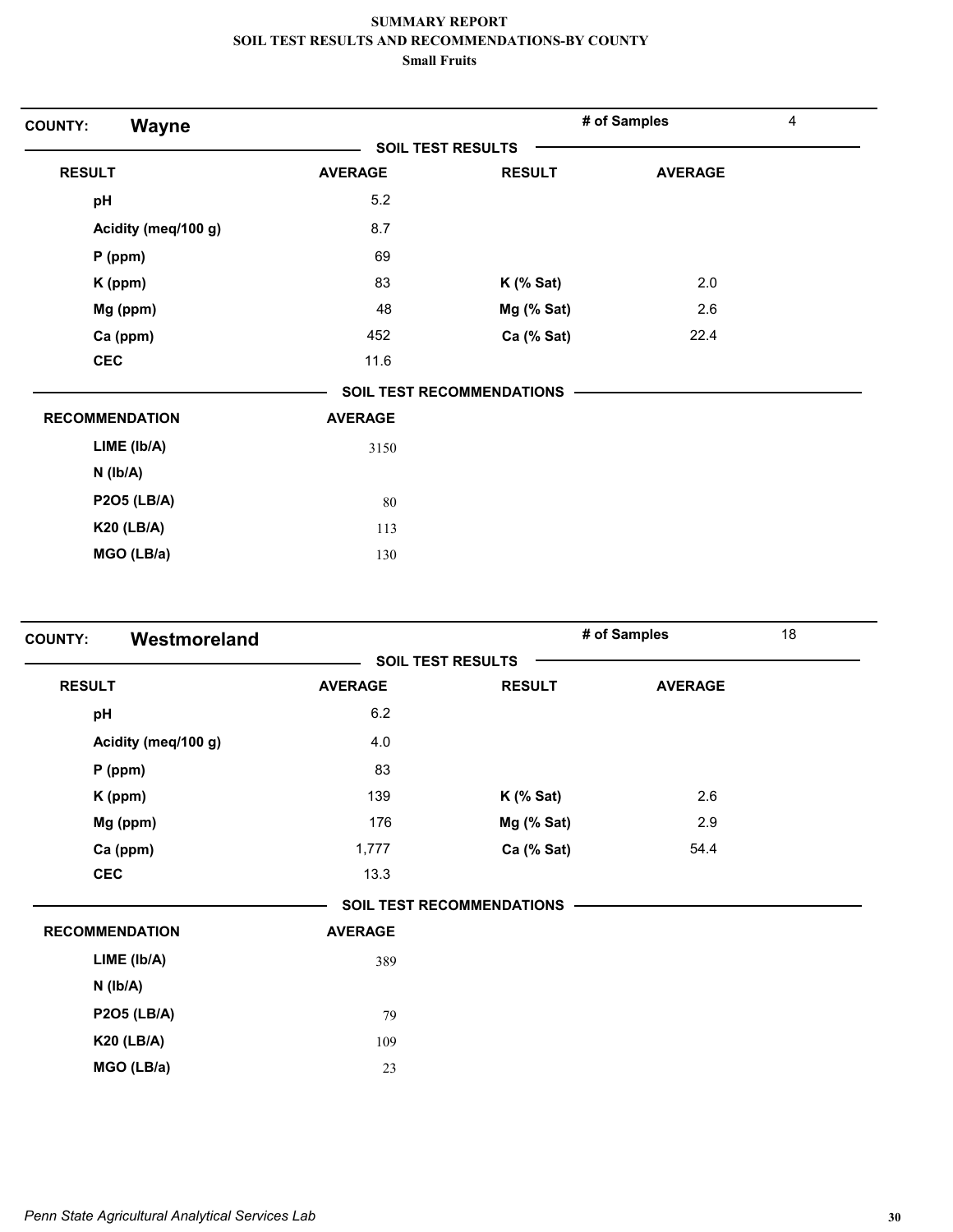**SUMMARY REPORT**
**SOIL TEST RESULTS AND RECOMMENDATIONS-BY COUNTY**
**Small Fruits**

## COUNTY: Wayne

**# of Samples** 4

### SOIL TEST RESULTS

| RESULT | AVERAGE | RESULT | AVERAGE |
|---|---|---|---|
| pH | 5.2 | | |
| Acidity (meq/100 g) | 8.7 | | |
| P (ppm) | 69 | | |
| K (ppm) | 83 | K (% Sat) | 2.0 |
| Mg (ppm) | 48 | Mg (% Sat) | 2.6 |
| Ca (ppm) | 452 | Ca (% Sat) | 22.4 |
| CEC | 11.6 | | |

### SOIL TEST RECOMMENDATIONS

| RECOMMENDATION | AVERAGE |
|---|---|
| LIME (lb/A) | 3150 |
| N (lb/A) | |
| P2O5 (LB/A) | 80 |
| K20 (LB/A) | 113 |
| MGO (LB/a) | 130 |

## COUNTY: Westmoreland

**# of Samples** 18

### SOIL TEST RESULTS

| RESULT | AVERAGE | RESULT | AVERAGE |
|---|---|---|---|
| pH | 6.2 | | |
| Acidity (meq/100 g) | 4.0 | | |
| P (ppm) | 83 | | |
| K (ppm) | 139 | K (% Sat) | 2.6 |
| Mg (ppm) | 176 | Mg (% Sat) | 2.9 |
| Ca (ppm) | 1,777 | Ca (% Sat) | 54.4 |
| CEC | 13.3 | | |

### SOIL TEST RECOMMENDATIONS

| RECOMMENDATION | AVERAGE |
|---|---|
| LIME (lb/A) | 389 |
| N (lb/A) | |
| P2O5 (LB/A) | 79 |
| K20 (LB/A) | 109 |
| MGO (LB/a) | 23 |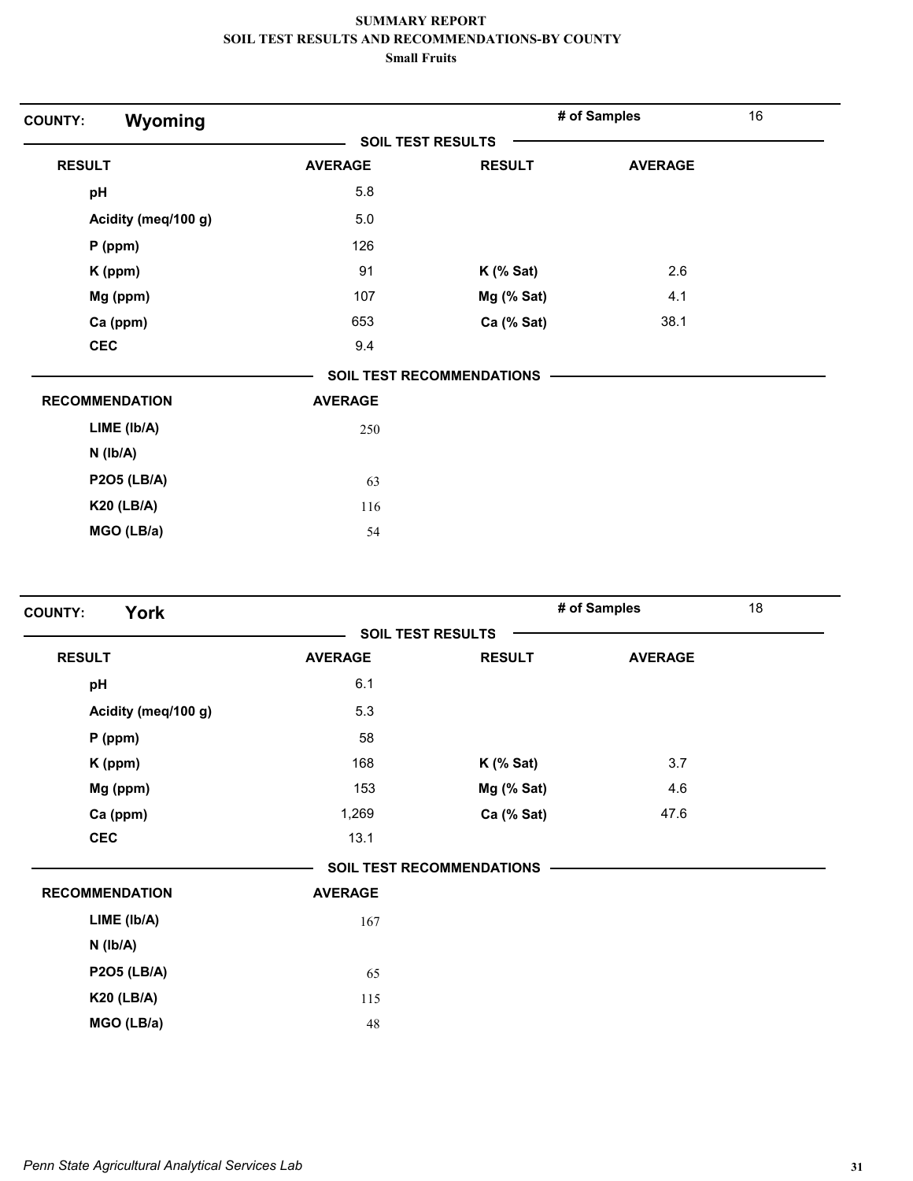**SUMMARY REPORT**
**SOIL TEST RESULTS AND RECOMMENDATIONS-BY COUNTY**
**Small Fruits**

## COUNTY: Wyoming

**# of Samples** 16

**SOIL TEST RESULTS**

| RESULT | AVERAGE | RESULT | AVERAGE |
|---|---|---|---|
| pH | 5.8 | | |
| Acidity (meq/100 g) | 5.0 | | |
| P (ppm) | 126 | | |
| K (ppm) | 91 | K (% Sat) | 2.6 |
| Mg (ppm) | 107 | Mg (% Sat) | 4.1 |
| Ca (ppm) | 653 | Ca (% Sat) | 38.1 |
| CEC | 9.4 | | |

**SOIL TEST RECOMMENDATIONS**

| RECOMMENDATION | AVERAGE |
|---|---|
| LIME (lb/A) | 250 |
| N (lb/A) | |
| P2O5 (LB/A) | 63 |
| K20 (LB/A) | 116 |
| MGO (LB/a) | 54 |

## COUNTY: York

**# of Samples** 18

**SOIL TEST RESULTS**

| RESULT | AVERAGE | RESULT | AVERAGE |
|---|---|---|---|
| pH | 6.1 | | |
| Acidity (meq/100 g) | 5.3 | | |
| P (ppm) | 58 | | |
| K (ppm) | 168 | K (% Sat) | 3.7 |
| Mg (ppm) | 153 | Mg (% Sat) | 4.6 |
| Ca (ppm) | 1,269 | Ca (% Sat) | 47.6 |
| CEC | 13.1 | | |

**SOIL TEST RECOMMENDATIONS**

| RECOMMENDATION | AVERAGE |
|---|---|
| LIME (lb/A) | 167 |
| N (lb/A) | |
| P2O5 (LB/A) | 65 |
| K20 (LB/A) | 115 |
| MGO (LB/a) | 48 |